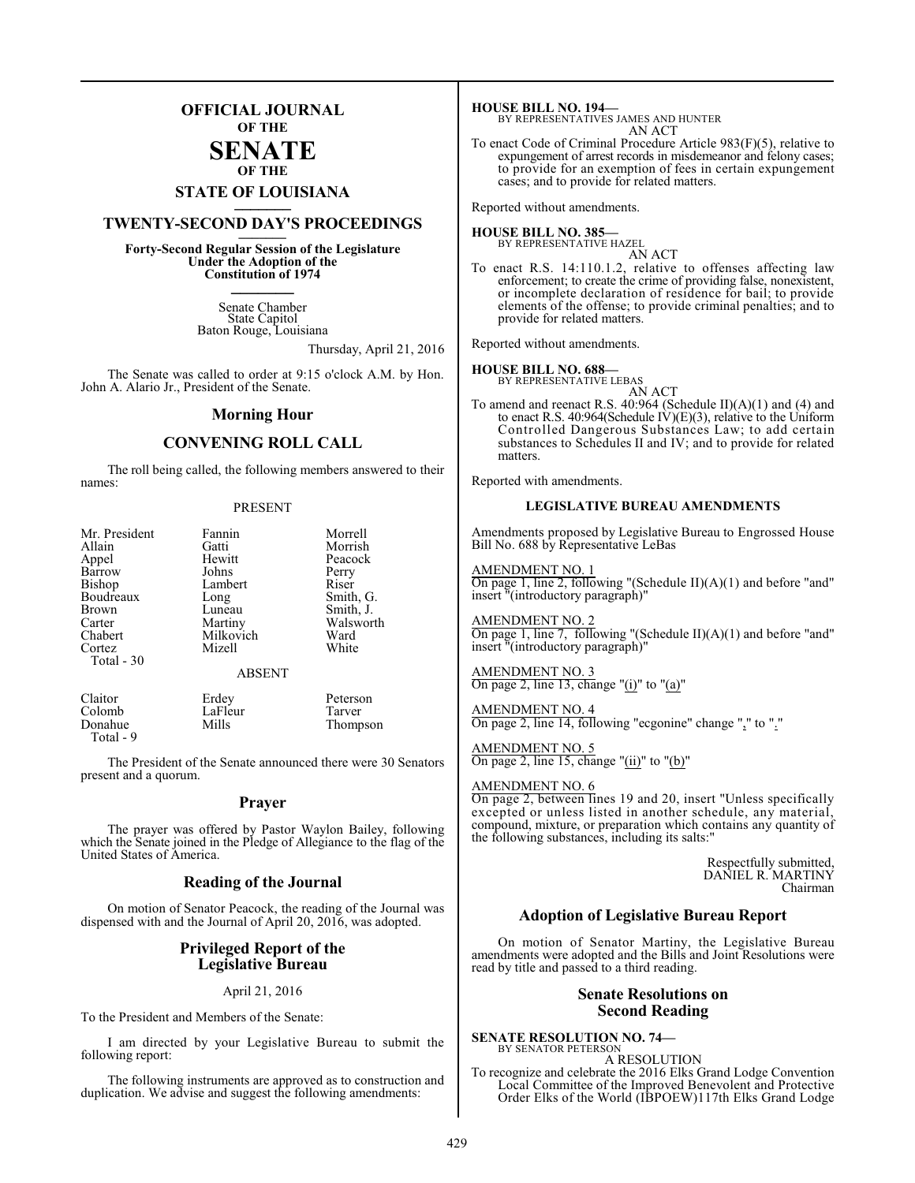# OFFICIAL JOURNAL OF THE SENATE OF THE STATE OF LOUISIANA

## TWENTY-SECOND DAY'S PROCEEDINGS

**Forty-Second Regular Session of the Legislature Under the Adoption of the Constitution of 1974**

Senate Chamber
State Capitol
Baton Rouge, Louisiana

Thursday, April 21, 2016

The Senate was called to order at 9:15 o'clock A.M. by Hon. John A. Alario Jr., President of the Senate.

## Morning Hour

## CONVENING ROLL CALL

The roll being called, the following members answered to their names:

PRESENT

| | | |
|---|---|---|
| Mr. President | Fannin | Morrell |
| Allain | Gatti | Morrish |
| Appel | Hewitt | Peacock |
| Barrow | Johns | Perry |
| Bishop | Lambert | Riser |
| Boudreaux | Long | Smith, G. |
| Brown | Luneau | Smith, J. |
| Carter | Martiny | Walsworth |
| Chabert | Milkovich | Ward |
| Cortez | Mizell | White |

Total - 30

ABSENT

| | | |
|---|---|---|
| Claitor | Erdey | Peterson |
| Colomb | LaFleur | Tarver |
| Donahue | Mills | Thompson |

Total - 9

The President of the Senate announced there were 30 Senators present and a quorum.

## Prayer

The prayer was offered by Pastor Waylon Bailey, following which the Senate joined in the Pledge of Allegiance to the flag of the United States of America.

## Reading of the Journal

On motion of Senator Peacock, the reading of the Journal was dispensed with and the Journal of April 20, 2016, was adopted.

## Privileged Report of the Legislative Bureau

April 21, 2016

To the President and Members of the Senate:

I am directed by your Legislative Bureau to submit the following report:

The following instruments are approved as to construction and duplication. We advise and suggest the following amendments:

**HOUSE BILL NO. 194—**
BY REPRESENTATIVES JAMES AND HUNTER
AN ACT

To enact Code of Criminal Procedure Article 983(F)(5), relative to expungement of arrest records in misdemeanor and felony cases; to provide for an exemption of fees in certain expungement cases; and to provide for related matters.

Reported without amendments.

**HOUSE BILL NO. 385—**
BY REPRESENTATIVE HAZEL
AN ACT

To enact R.S. 14:110.1.2, relative to offenses affecting law enforcement; to create the crime of providing false, nonexistent, or incomplete declaration of residence for bail; to provide elements of the offense; to provide criminal penalties; and to provide for related matters.

Reported without amendments.

**HOUSE BILL NO. 688—**
BY REPRESENTATIVE LEBAS
AN ACT

To amend and reenact R.S. 40:964 (Schedule II)(A)(1) and (4) and to enact R.S. 40:964(Schedule IV)(E)(3), relative to the Uniform Controlled Dangerous Substances Law; to add certain substances to Schedules II and IV; and to provide for related matters.

Reported with amendments.

### LEGISLATIVE BUREAU AMENDMENTS

Amendments proposed by Legislative Bureau to Engrossed House Bill No. 688 by Representative LeBas

AMENDMENT NO. 1
On page 1, line 2, following "(Schedule II)(A)(1) and before "and" insert "(introductory paragraph)"

AMENDMENT NO. 2
On page 1, line 7, following "(Schedule II)(A)(1) and before "and" insert "(introductory paragraph)"

AMENDMENT NO. 3
On page 2, line 13, change "(i)" to "(a)"

AMENDMENT NO. 4
On page 2, line 14, following "ecgonine" change "," to "."

AMENDMENT NO. 5
On page 2, line 15, change "(ii)" to "(b)"

AMENDMENT NO. 6
On page 2, between lines 19 and 20, insert "Unless specifically excepted or unless listed in another schedule, any material, compound, mixture, or preparation which contains any quantity of the following substances, including its salts:"

Respectfully submitted,
DANIEL R. MARTINY
Chairman

## Adoption of Legislative Bureau Report

On motion of Senator Martiny, the Legislative Bureau amendments were adopted and the Bills and Joint Resolutions were read by title and passed to a third reading.

## Senate Resolutions on Second Reading

**SENATE RESOLUTION NO. 74—**
BY SENATOR PETERSON
A RESOLUTION

To recognize and celebrate the 2016 Elks Grand Lodge Convention Local Committee of the Improved Benevolent and Protective Order Elks of the World (IBPOEW)117th Elks Grand Lodge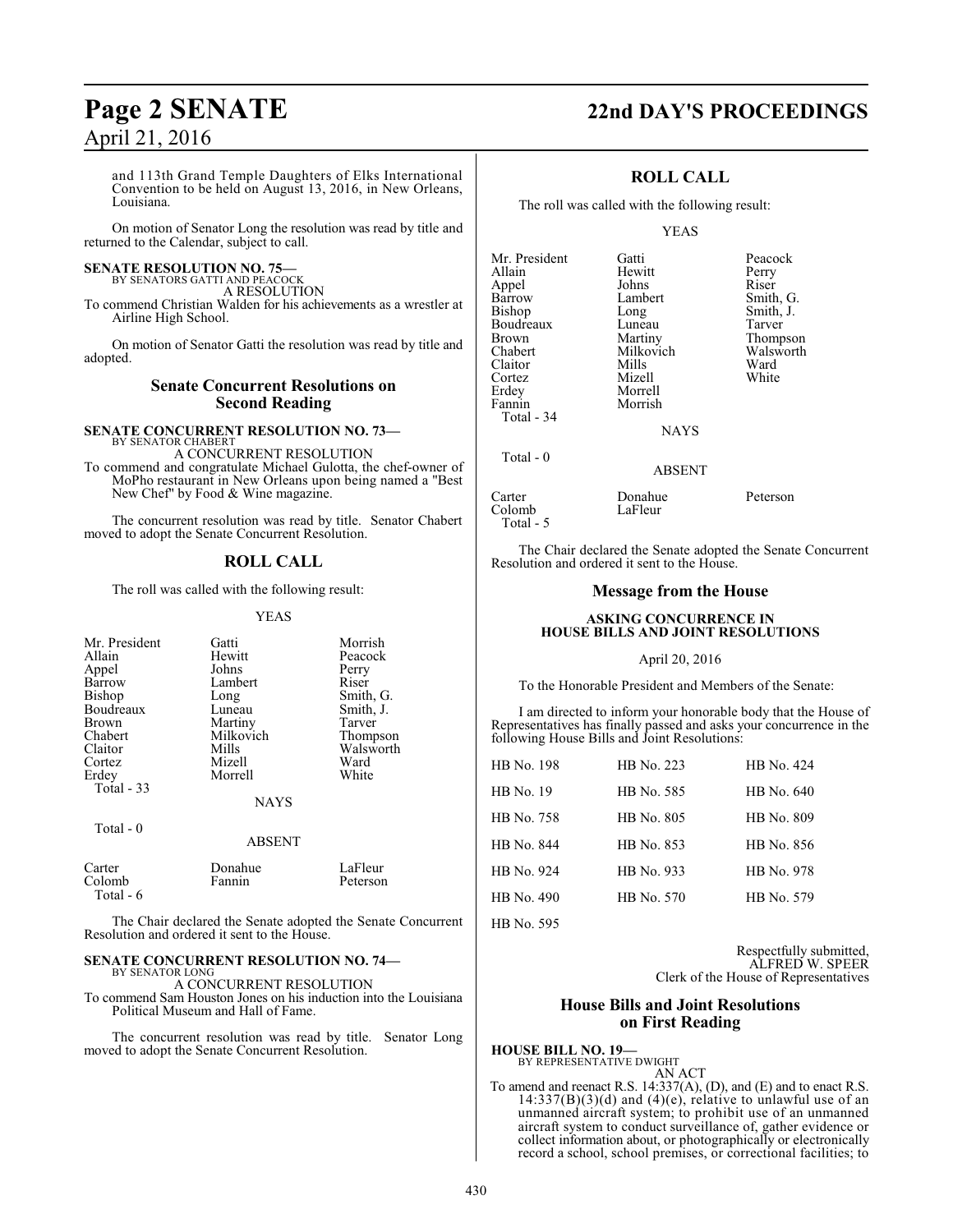and 113th Grand Temple Daughters of Elks International Convention to be held on August 13, 2016, in New Orleans, Louisiana.

On motion of Senator Long the resolution was read by title and returned to the Calendar, subject to call.

**SENATE RESOLUTION NO. 75—**
BY SENATORS GATTI AND PEACOCK
A RESOLUTION
To commend Christian Walden for his achievements as a wrestler at Airline High School.

On motion of Senator Gatti the resolution was read by title and adopted.

## Senate Concurrent Resolutions on Second Reading

**SENATE CONCURRENT RESOLUTION NO. 73—**
BY SENATOR CHABERT
A CONCURRENT RESOLUTION
To commend and congratulate Michael Gulotta, the chef-owner of MoPho restaurant in New Orleans upon being named a "Best New Chef" by Food & Wine magazine.

The concurrent resolution was read by title. Senator Chabert moved to adopt the Senate Concurrent Resolution.

## ROLL CALL

The roll was called with the following result:

YEAS

| | | |
|---|---|---|
| Mr. President | Gatti | Morrish |
| Allain | Hewitt | Peacock |
| Appel | Johns | Perry |
| Barrow | Lambert | Riser |
| Bishop | Long | Smith, G. |
| Boudreaux | Luneau | Smith, J. |
| Brown | Martiny | Tarver |
| Chabert | Milkovich | Thompson |
| Claitor | Mills | Walsworth |
| Cortez | Mizell | Ward |
| Erdey | Morrell | White |

Total - 33

NAYS

Total - 0

ABSENT

| | | |
|---|---|---|
| Carter | Donahue | LaFleur |
| Colomb | Fannin | Peterson |

Total - 6

The Chair declared the Senate adopted the Senate Concurrent Resolution and ordered it sent to the House.

**SENATE CONCURRENT RESOLUTION NO. 74—**
BY SENATOR LONG
A CONCURRENT RESOLUTION
To commend Sam Houston Jones on his induction into the Louisiana Political Museum and Hall of Fame.

The concurrent resolution was read by title. Senator Long moved to adopt the Senate Concurrent Resolution.

## ROLL CALL

The roll was called with the following result:

YEAS

| | | |
|---|---|---|
| Mr. President | Gatti | Peacock |
| Allain | Hewitt | Perry |
| Appel | Johns | Riser |
| Barrow | Lambert | Smith, G. |
| Bishop | Long | Smith, J. |
| Boudreaux | Luneau | Tarver |
| Brown | Martiny | Thompson |
| Chabert | Milkovich | Walsworth |
| Claitor | Mills | Ward |
| Cortez | Mizell | White |
| Erdey | Morrell | |
| Fannin | Morrish | |

Total - 34

NAYS

Total - 0

ABSENT

| | | |
|---|---|---|
| Carter | Donahue | Peterson |
| Colomb | LaFleur | |

Total - 5

The Chair declared the Senate adopted the Senate Concurrent Resolution and ordered it sent to the House.

## Message from the House

**ASKING CONCURRENCE IN HOUSE BILLS AND JOINT RESOLUTIONS**

April 20, 2016

To the Honorable President and Members of the Senate:

I am directed to inform your honorable body that the House of Representatives has finally passed and asks your concurrence in the following House Bills and Joint Resolutions:

| | | |
|---|---|---|
| HB No. 198 | HB No. 223 | HB No. 424 |
| HB No. 19 | HB No. 585 | HB No. 640 |
| HB No. 758 | HB No. 805 | HB No. 809 |
| HB No. 844 | HB No. 853 | HB No. 856 |
| HB No. 924 | HB No. 933 | HB No. 978 |
| HB No. 490 | HB No. 570 | HB No. 579 |
| HB No. 595 | | |

Respectfully submitted,
ALFRED W. SPEER
Clerk of the House of Representatives

## House Bills and Joint Resolutions on First Reading

**HOUSE BILL NO. 19—**
BY REPRESENTATIVE DWIGHT
AN ACT
To amend and reenact R.S. 14:337(A), (D), and (E) and to enact R.S. 14:337(B)(3)(d) and (4)(e), relative to unlawful use of an unmanned aircraft system; to prohibit use of an unmanned aircraft system to conduct surveillance of, gather evidence or collect information about, or photographically or electronically record a school, school premises, or correctional facilities; to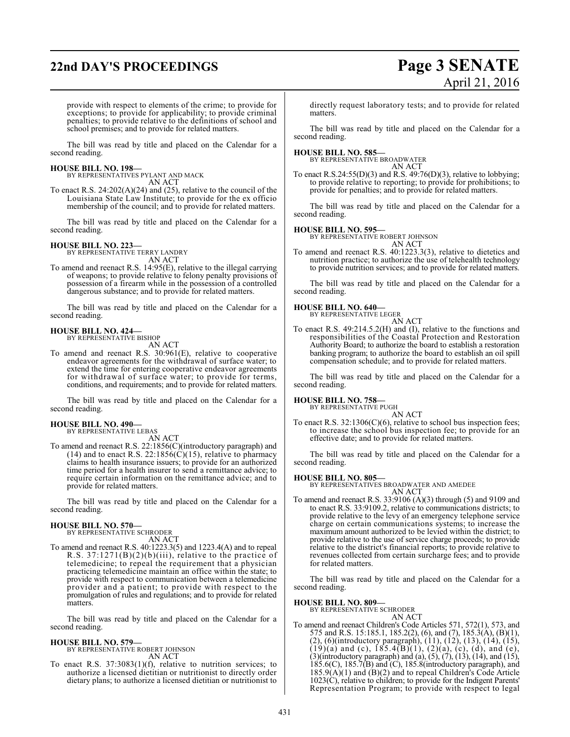provide with respect to elements of the crime; to provide for exceptions; to provide for applicability; to provide criminal penalties; to provide relative to the definitions of school and school premises; and to provide for related matters.

The bill was read by title and placed on the Calendar for a second reading.

**HOUSE BILL NO. 198—**
BY REPRESENTATIVES PYLANT AND MACK
AN ACT
To enact R.S. 24:202(A)(24) and (25), relative to the council of the Louisiana State Law Institute; to provide for the ex officio membership of the council; and to provide for related matters.

The bill was read by title and placed on the Calendar for a second reading.

**HOUSE BILL NO. 223—**
BY REPRESENTATIVE TERRY LANDRY
AN ACT
To amend and reenact R.S. 14:95(E), relative to the illegal carrying of weapons; to provide relative to felony penalty provisions of possession of a firearm while in the possession of a controlled dangerous substance; and to provide for related matters.

The bill was read by title and placed on the Calendar for a second reading.

**HOUSE BILL NO. 424—**
BY REPRESENTATIVE BISHOP
AN ACT
To amend and reenact R.S. 30:961(E), relative to cooperative endeavor agreements for the withdrawal of surface water; to extend the time for entering cooperative endeavor agreements for withdrawal of surface water; to provide for terms, conditions, and requirements; and to provide for related matters.

The bill was read by title and placed on the Calendar for a second reading.

**HOUSE BILL NO. 490—**
BY REPRESENTATIVE LEBAS
AN ACT
To amend and reenact R.S. 22:1856(C)(introductory paragraph) and (14) and to enact R.S. 22:1856(C)(15), relative to pharmacy claims to health insurance issuers; to provide for an authorized time period for a health insurer to send a remittance advice; to require certain information on the remittance advice; and to provide for related matters.

The bill was read by title and placed on the Calendar for a second reading.

**HOUSE BILL NO. 570—**
BY REPRESENTATIVE SCHRODER
AN ACT
To amend and reenact R.S. 40:1223.3(5) and 1223.4(A) and to repeal R.S. 37:1271(B)(2)(b)(iii), relative to the practice of telemedicine; to repeal the requirement that a physician practicing telemedicine maintain an office within the state; to provide with respect to communication between a telemedicine provider and a patient; to provide with respect to the promulgation of rules and regulations; and to provide for related matters.

The bill was read by title and placed on the Calendar for a second reading.

**HOUSE BILL NO. 579—**
BY REPRESENTATIVE ROBERT JOHNSON
AN ACT
To enact R.S. 37:3083(1)(f), relative to nutrition services; to authorize a licensed dietitian or nutritionist to directly order dietary plans; to authorize a licensed dietitian or nutritionist to directly request laboratory tests; and to provide for related matters.

The bill was read by title and placed on the Calendar for a second reading.

**HOUSE BILL NO. 585—**
BY REPRESENTATIVE BROADWATER
AN ACT
To enact R.S.24:55(D)(3) and R.S. 49:76(D)(3), relative to lobbying; to provide relative to reporting; to provide for prohibitions; to provide for penalties; and to provide for related matters.

The bill was read by title and placed on the Calendar for a second reading.

**HOUSE BILL NO. 595—**
BY REPRESENTATIVE ROBERT JOHNSON
AN ACT
To amend and reenact R.S. 40:1223.3(3), relative to dietetics and nutrition practice; to authorize the use of telehealth technology to provide nutrition services; and to provide for related matters.

The bill was read by title and placed on the Calendar for a second reading.

**HOUSE BILL NO. 640—**
BY REPRESENTATIVE LEGER
AN ACT
To enact R.S. 49:214.5.2(H) and (I), relative to the functions and responsibilities of the Coastal Protection and Restoration Authority Board; to authorize the board to establish a restoration banking program; to authorize the board to establish an oil spill compensation schedule; and to provide for related matters.

The bill was read by title and placed on the Calendar for a second reading.

**HOUSE BILL NO. 758—**
BY REPRESENTATIVE PUGH
AN ACT
To enact R.S. 32:1306(C)(6), relative to school bus inspection fees; to increase the school bus inspection fee; to provide for an effective date; and to provide for related matters.

The bill was read by title and placed on the Calendar for a second reading.

**HOUSE BILL NO. 805—**
BY REPRESENTATIVES BROADWATER AND AMEDEE
AN ACT
To amend and reenact R.S. 33:9106 (A)(3) through (5) and 9109 and to enact R.S. 33:9109.2, relative to communications districts; to provide relative to the levy of an emergency telephone service charge on certain communications systems; to increase the maximum amount authorized to be levied within the district; to provide relative to the use of service charge proceeds; to provide relative to the district's financial reports; to provide relative to revenues collected from certain surcharge fees; and to provide for related matters.

The bill was read by title and placed on the Calendar for a second reading.

**HOUSE BILL NO. 809—**
BY REPRESENTATIVE SCHRODER
AN ACT
To amend and reenact Children's Code Articles 571, 572(1), 573, and 575 and R.S. 15:185.1, 185.2(2), (6), and (7), 185.3(A), (B)(1), (2), (6)(introductory paragraph), (11), (12), (13), (14), (15), (19)(a) and (c), 185.4(B)(1), (2)(a), (c), (d), and (e), (3)(introductory paragraph) and (a), (5), (7), (13), (14), and (15), 185.6(C), 185.7(B) and (C), 185.8(introductory paragraph), and 185.9(A)(1) and (B)(2) and to repeal Children's Code Article 1023(C), relative to children; to provide for the Indigent Parents' Representation Program; to provide with respect to legal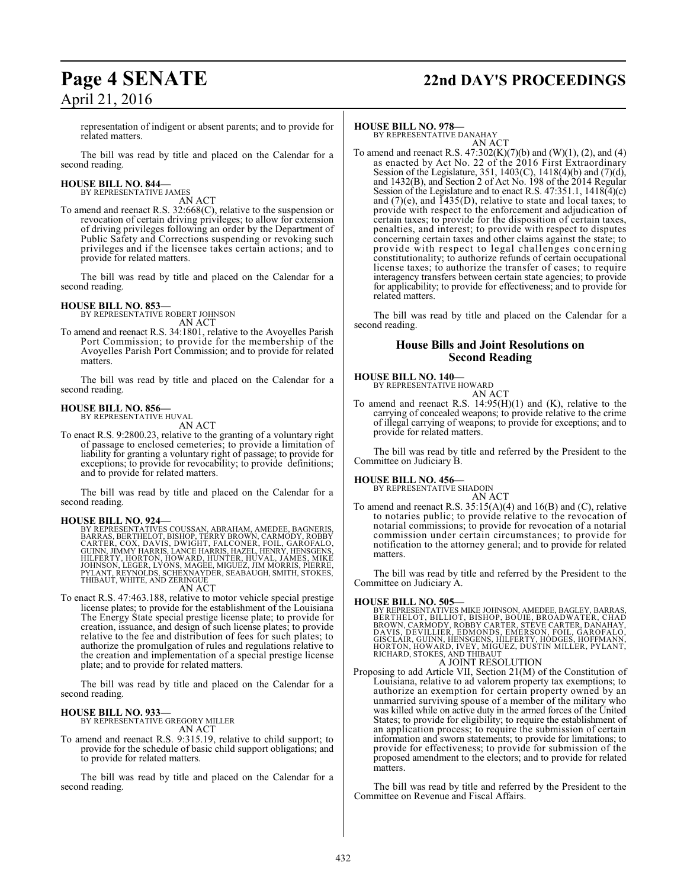representation of indigent or absent parents; and to provide for related matters.

The bill was read by title and placed on the Calendar for a second reading.

**HOUSE BILL NO. 844—**
BY REPRESENTATIVE JAMES
AN ACT

To amend and reenact R.S. 32:668(C), relative to the suspension or revocation of certain driving privileges; to allow for extension of driving privileges following an order by the Department of Public Safety and Corrections suspending or revoking such privileges and if the licensee takes certain actions; and to provide for related matters.

The bill was read by title and placed on the Calendar for a second reading.

**HOUSE BILL NO. 853—**
BY REPRESENTATIVE ROBERT JOHNSON
AN ACT

To amend and reenact R.S. 34:1801, relative to the Avoyelles Parish Port Commission; to provide for the membership of the Avoyelles Parish Port Commission; and to provide for related matters.

The bill was read by title and placed on the Calendar for a second reading.

**HOUSE BILL NO. 856—**
BY REPRESENTATIVE HUVAL
AN ACT

To enact R.S. 9:2800.23, relative to the granting of a voluntary right of passage to enclosed cemeteries; to provide a limitation of liability for granting a voluntary right of passage; to provide for exceptions; to provide for revocability; to provide definitions; and to provide for related matters.

The bill was read by title and placed on the Calendar for a second reading.

**HOUSE BILL NO. 924—**
BY REPRESENTATIVES COUSSAN, ABRAHAM, AMEDEE, BAGNERIS, BARRAS, BERTHELOT, BISHOP, TERRY BROWN, CARMODY, ROBBY CARTER, COX, DAVIS, DWIGHT, FALCONER, FOIL, GAROFALO, GUINN, JIMMY HARRIS, LANCE HARRIS, HAZEL, HENRY, HENSGENS, HILFERTY, HORTON, HOWARD, HUNTER, HUVAL, JAMES, MIKE JOHNSON, LEGER, LYONS, MAGEE, MIGUEZ, JIM MORRIS, PIERRE, PYLANT, REYNOLDS, SCHEXNAYDER, SEABAUGH, SMITH, STOKES, THIBAUT, WHITE, AND ZERINGUE
AN ACT

To enact R.S. 47:463.188, relative to motor vehicle special prestige license plates; to provide for the establishment of the Louisiana The Energy State special prestige license plate; to provide for creation, issuance, and design of such license plates; to provide relative to the fee and distribution of fees for such plates; to authorize the promulgation of rules and regulations relative to the creation and implementation of a special prestige license plate; and to provide for related matters.

The bill was read by title and placed on the Calendar for a second reading.

**HOUSE BILL NO. 933—**
BY REPRESENTATIVE GREGORY MILLER
AN ACT

To amend and reenact R.S. 9:315.19, relative to child support; to provide for the schedule of basic child support obligations; and to provide for related matters.

The bill was read by title and placed on the Calendar for a second reading.

**HOUSE BILL NO. 978—**
BY REPRESENTATIVE DANAHAY
AN ACT

To amend and reenact R.S. 47:302(K)(7)(b) and (W)(1), (2), and (4) as enacted by Act No. 22 of the 2016 First Extraordinary Session of the Legislature, 351, 1403(C), 1418(4)(b) and (7)(d), and 1432(B), and Section 2 of Act No. 198 of the 2014 Regular Session of the Legislature and to enact R.S. 47:351.1, 1418(4)(c) and (7)(e), and 1435(D), relative to state and local taxes; to provide with respect to the enforcement and adjudication of certain taxes; to provide for the disposition of certain taxes, penalties, and interest; to provide with respect to disputes concerning certain taxes and other claims against the state; to provide with respect to legal challenges concerning constitutionality; to authorize refunds of certain occupational license taxes; to authorize the transfer of cases; to require interagency transfers between certain state agencies; to provide for applicability; to provide for effectiveness; and to provide for related matters.

The bill was read by title and placed on the Calendar for a second reading.

## House Bills and Joint Resolutions on Second Reading

**HOUSE BILL NO. 140—**
BY REPRESENTATIVE HOWARD
AN ACT

To amend and reenact R.S. 14:95(H)(1) and (K), relative to the carrying of concealed weapons; to provide relative to the crime of illegal carrying of weapons; to provide for exceptions; and to provide for related matters.

The bill was read by title and referred by the President to the Committee on Judiciary B.

**HOUSE BILL NO. 456—**
BY REPRESENTATIVE SHADOIN
AN ACT

To amend and reenact R.S. 35:15(A)(4) and 16(B) and (C), relative to notaries public; to provide relative to the revocation of notarial commissions; to provide for revocation of a notarial commission under certain circumstances; to provide for notification to the attorney general; and to provide for related matters.

The bill was read by title and referred by the President to the Committee on Judiciary A.

**HOUSE BILL NO. 505—**
BY REPRESENTATIVES MIKE JOHNSON, AMEDEE, BAGLEY, BARRAS, BERTHELOT, BILLIOT, BISHOP, BOUIE, BROADWATER, CHAD BROWN, CARMODY, ROBBY CARTER, STEVE CARTER, DANAHAY, DAVIS, DEVILLIER, EDMONDS, EMERSON, FOIL, GAROFALO, GISCLAIR, GUINN, HENSGENS, HILFERTY, HODGES, HOFFMANN, HORTON, HOWARD, IVEY, MIGUEZ, DUSTIN MILLER, PYLANT, RICHARD, STOKES, AND THIBAUT
A JOINT RESOLUTION

Proposing to add Article VII, Section 21(M) of the Constitution of Louisiana, relative to ad valorem property tax exemptions; to authorize an exemption for certain property owned by an unmarried surviving spouse of a member of the military who was killed while on active duty in the armed forces of the United States; to provide for eligibility; to require the establishment of an application process; to require the submission of certain information and sworn statements; to provide for limitations; to provide for effectiveness; to provide for submission of the proposed amendment to the electors; and to provide for related matters.

The bill was read by title and referred by the President to the Committee on Revenue and Fiscal Affairs.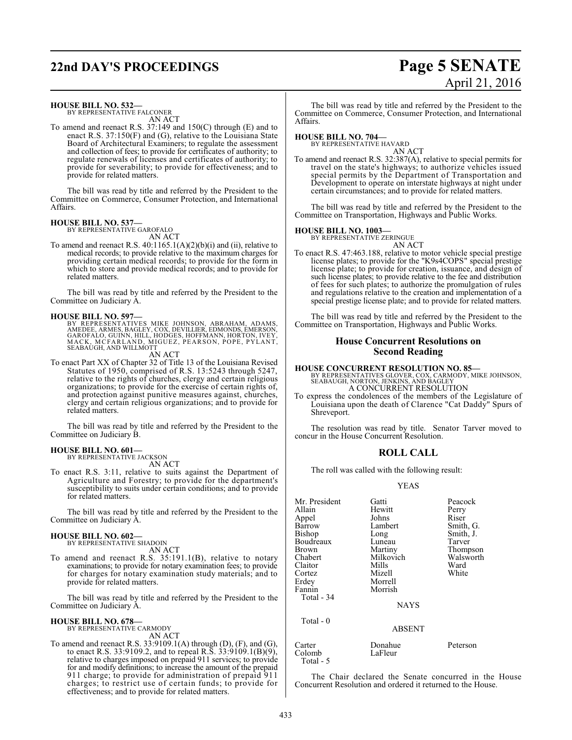**HOUSE BILL NO. 532—**
BY REPRESENTATIVE FALCONER
AN ACT

To amend and reenact R.S. 37:149 and 150(C) through (E) and to enact R.S. 37:150(F) and (G), relative to the Louisiana State Board of Architectural Examiners; to regulate the assessment and collection of fees; to provide for certificates of authority; to regulate renewals of licenses and certificates of authority; to provide for severability; to provide for effectiveness; and to provide for related matters.

The bill was read by title and referred by the President to the Committee on Commerce, Consumer Protection, and International Affairs.

**HOUSE BILL NO. 537—**
BY REPRESENTATIVE GAROFALO
AN ACT

To amend and reenact R.S. 40:1165.1(A)(2)(b)(i) and (ii), relative to medical records; to provide relative to the maximum charges for providing certain medical records; to provide for the form in which to store and provide medical records; and to provide for related matters.

The bill was read by title and referred by the President to the Committee on Judiciary A.

**HOUSE BILL NO. 597—**
BY REPRESENTATIVES MIKE JOHNSON, ABRAHAM, ADAMS, AMEDEE, ARMES, BAGLEY, COX, DEVILLIER, EDMONDS, EMERSON, GAROFALO, GUINN, HILL, HODGES, HOFFMANN, HORTON, IVEY, MACK, MCFARLAND, MIGUEZ, PEARSON, POPE, PYLANT, SEABAUGH, AND WILLMOTT
AN ACT

To enact Part XX of Chapter 32 of Title 13 of the Louisiana Revised Statutes of 1950, comprised of R.S. 13:5243 through 5247, relative to the rights of churches, clergy and certain religious organizations; to provide for the exercise of certain rights of, and protection against punitive measures against, churches, clergy and certain religious organizations; and to provide for related matters.

The bill was read by title and referred by the President to the Committee on Judiciary B.

**HOUSE BILL NO. 601—**
BY REPRESENTATIVE JACKSON
AN ACT

To enact R.S. 3:11, relative to suits against the Department of Agriculture and Forestry; to provide for the department's susceptibility to suits under certain conditions; and to provide for related matters.

The bill was read by title and referred by the President to the Committee on Judiciary A.

**HOUSE BILL NO. 602—**
BY REPRESENTATIVE SHADOIN
AN ACT

To amend and reenact R.S. 35:191.1(B), relative to notary examinations; to provide for notary examination fees; to provide for charges for notary examination study materials; and to provide for related matters.

The bill was read by title and referred by the President to the Committee on Judiciary A.

**HOUSE BILL NO. 678—**
BY REPRESENTATIVE CARMODY
AN ACT

To amend and reenact R.S. 33:9109.1(A) through (D), (F), and (G), to enact R.S. 33:9109.2, and to repeal R.S. 33:9109.1(B)(9), relative to charges imposed on prepaid 911 services; to provide for and modify definitions; to increase the amount of the prepaid 911 charge; to provide for administration of prepaid 911 charges; to restrict use of certain funds; to provide for effectiveness; and to provide for related matters.

The bill was read by title and referred by the President to the Committee on Commerce, Consumer Protection, and International Affairs.

**HOUSE BILL NO. 704—**
BY REPRESENTATIVE HAVARD
AN ACT

To amend and reenact R.S. 32:387(A), relative to special permits for travel on the state's highways; to authorize vehicles issued special permits by the Department of Transportation and Development to operate on interstate highways at night under certain circumstances; and to provide for related matters.

The bill was read by title and referred by the President to the Committee on Transportation, Highways and Public Works.

**HOUSE BILL NO. 1003—**
BY REPRESENTATIVE ZERINGUE
AN ACT

To enact R.S. 47:463.188, relative to motor vehicle special prestige license plates; to provide for the "K9s4COPS" special prestige license plate; to provide for creation, issuance, and design of such license plates; to provide relative to the fee and distribution of fees for such plates; to authorize the promulgation of rules and regulations relative to the creation and implementation of a special prestige license plate; and to provide for related matters.

The bill was read by title and referred by the President to the Committee on Transportation, Highways and Public Works.

## House Concurrent Resolutions on Second Reading

**HOUSE CONCURRENT RESOLUTION NO. 85—**
BY REPRESENTATIVES GLOVER, COX, CARMODY, MIKE JOHNSON, SEABAUGH, NORTON, JENKINS, AND BAGLEY
A CONCURRENT RESOLUTION

To express the condolences of the members of the Legislature of Louisiana upon the death of Clarence "Cat Daddy" Spurs of Shreveport.

The resolution was read by title. Senator Tarver moved to concur in the House Concurrent Resolution.

## ROLL CALL

The roll was called with the following result:

YEAS

| | | |
|---|---|---|
| Mr. President | Gatti | Peacock |
| Allain | Hewitt | Perry |
| Appel | Johns | Riser |
| Barrow | Lambert | Smith, G. |
| Bishop | Long | Smith, J. |
| Boudreaux | Luneau | Tarver |
| Brown | Martiny | Thompson |
| Chabert | Milkovich | Walsworth |
| Claitor | Mills | Ward |
| Cortez | Mizell | White |
| Erdey | Morrell | |
| Fannin | Morrish | |

Total - 34

NAYS

Total - 0

ABSENT

| | | |
|---|---|---|
| Carter | Donahue | Peterson |
| Colomb | LaFleur | |

Total - 5

The Chair declared the Senate concurred in the House Concurrent Resolution and ordered it returned to the House.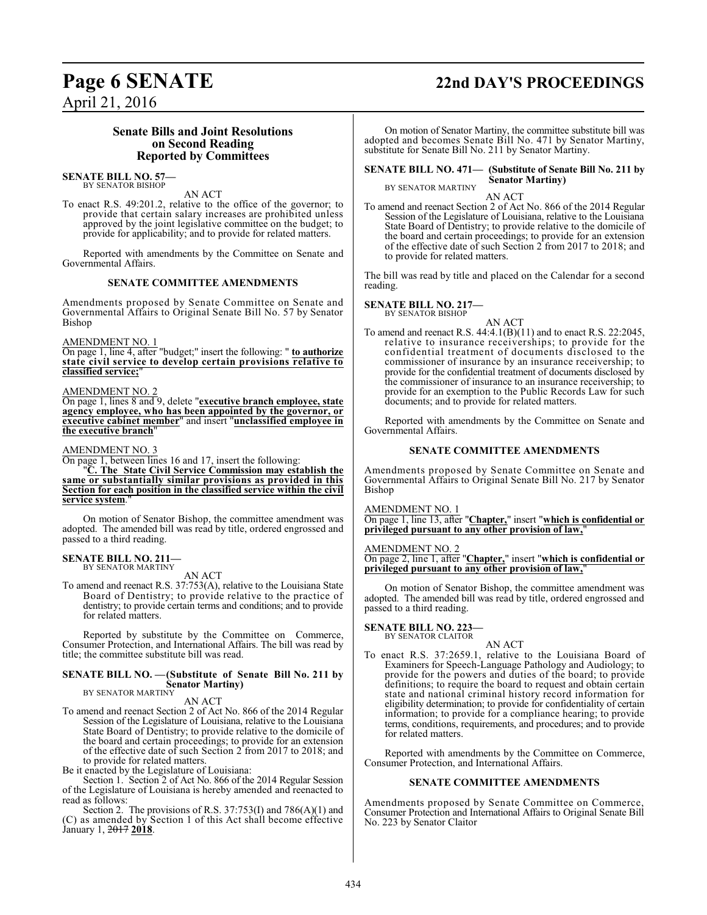## Senate Bills and Joint Resolutions on Second Reading Reported by Committees

**SENATE BILL NO. 57—**
BY SENATOR BISHOP

AN ACT

To enact R.S. 49:201.2, relative to the office of the governor; to provide that certain salary increases are prohibited unless approved by the joint legislative committee on the budget; to provide for applicability; and to provide for related matters.

Reported with amendments by the Committee on Senate and Governmental Affairs.

### SENATE COMMITTEE AMENDMENTS

Amendments proposed by Senate Committee on Senate and Governmental Affairs to Original Senate Bill No. 57 by Senator Bishop

AMENDMENT NO. 1
On page 1, line 4, after "budget;" insert the following: " **to authorize state civil service to develop certain provisions relative to classified service;**"

AMENDMENT NO. 2
On page 1, lines 8 and 9, delete "**executive branch employee, state agency employee, who has been appointed by the governor, or executive cabinet member**" and insert "**unclassified employee in the executive branch**"

AMENDMENT NO. 3
On page 1, between lines 16 and 17, insert the following:
"**C. The State Civil Service Commission may establish the same or substantially similar provisions as provided in this Section for each position in the classified service within the civil service system**."

On motion of Senator Bishop, the committee amendment was adopted. The amended bill was read by title, ordered engrossed and passed to a third reading.

**SENATE BILL NO. 211—**
BY SENATOR MARTINY

AN ACT

To amend and reenact R.S. 37:753(A), relative to the Louisiana State Board of Dentistry; to provide relative to the practice of dentistry; to provide certain terms and conditions; and to provide for related matters.

Reported by substitute by the Committee on Commerce, Consumer Protection, and International Affairs. The bill was read by title; the committee substitute bill was read.

**SENATE BILL NO. —(Substitute of Senate Bill No. 211 by Senator Martiny)**
BY SENATOR MARTINY

AN ACT

To amend and reenact Section 2 of Act No. 866 of the 2014 Regular Session of the Legislature of Louisiana, relative to the Louisiana State Board of Dentistry; to provide relative to the domicile of the board and certain proceedings; to provide for an extension of the effective date of such Section 2 from 2017 to 2018; and to provide for related matters.

Be it enacted by the Legislature of Louisiana:

Section 1. Section 2 of Act No. 866 of the 2014 Regular Session of the Legislature of Louisiana is hereby amended and reenacted to read as follows:

Section 2. The provisions of R.S. 37:753(I) and 786(A)(1) and (C) as amended by Section 1 of this Act shall become effective January 1, ~~2017~~ **2018**.

On motion of Senator Martiny, the committee substitute bill was adopted and becomes Senate Bill No. 471 by Senator Martiny, substitute for Senate Bill No. 211 by Senator Martiny.

**SENATE BILL NO. 471— (Substitute of Senate Bill No. 211 by Senator Martiny)**
BY SENATOR MARTINY

AN ACT

To amend and reenact Section 2 of Act No. 866 of the 2014 Regular Session of the Legislature of Louisiana, relative to the Louisiana State Board of Dentistry; to provide relative to the domicile of the board and certain proceedings; to provide for an extension of the effective date of such Section 2 from 2017 to 2018; and to provide for related matters.

The bill was read by title and placed on the Calendar for a second reading.

**SENATE BILL NO. 217—**
BY SENATOR BISHOP

AN ACT

To amend and reenact R.S. 44:4.1(B)(11) and to enact R.S. 22:2045, relative to insurance receiverships; to provide for the confidential treatment of documents disclosed to the commissioner of insurance by an insurance receivership; to provide for the confidential treatment of documents disclosed by the commissioner of insurance to an insurance receivership; to provide for an exemption to the Public Records Law for such documents; and to provide for related matters.

Reported with amendments by the Committee on Senate and Governmental Affairs.

### SENATE COMMITTEE AMENDMENTS

Amendments proposed by Senate Committee on Senate and Governmental Affairs to Original Senate Bill No. 217 by Senator Bishop

AMENDMENT NO. 1
On page 1, line 13, after "**Chapter,**" insert "**which is confidential or privileged pursuant to any other provision of law,**"

AMENDMENT NO. 2
On page 2, line 1, after "**Chapter,**" insert "**which is confidential or privileged pursuant to any other provision of law,**"

On motion of Senator Bishop, the committee amendment was adopted. The amended bill was read by title, ordered engrossed and passed to a third reading.

**SENATE BILL NO. 223—**
BY SENATOR CLAITOR

AN ACT

To enact R.S. 37:2659.1, relative to the Louisiana Board of Examiners for Speech-Language Pathology and Audiology; to provide for the powers and duties of the board; to provide definitions; to require the board to request and obtain certain state and national criminal history record information for eligibility determination; to provide for confidentiality of certain information; to provide for a compliance hearing; to provide terms, conditions, requirements, and procedures; and to provide for related matters.

Reported with amendments by the Committee on Commerce, Consumer Protection, and International Affairs.

### SENATE COMMITTEE AMENDMENTS

Amendments proposed by Senate Committee on Commerce, Consumer Protection and International Affairs to Original Senate Bill No. 223 by Senator Claitor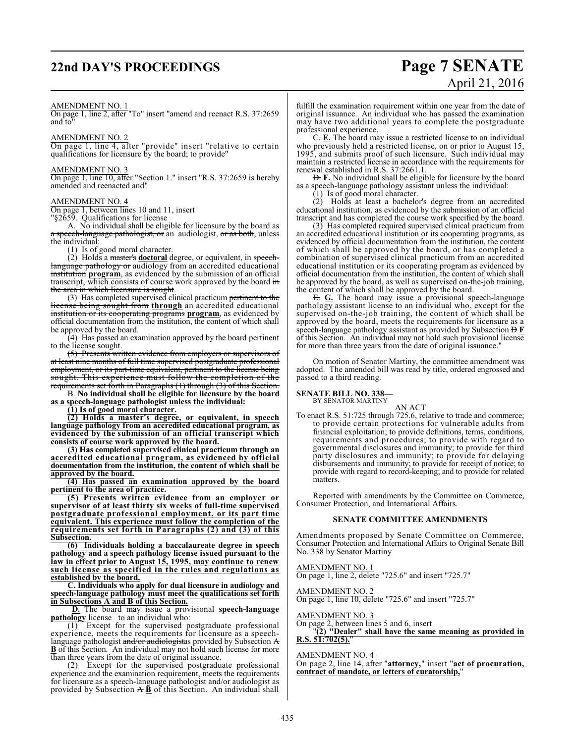AMENDMENT NO. 1
On page 1, line 2, after "To" insert "amend and reenact R.S. 37:2659 and to"

AMENDMENT NO. 2
On page 1, line 4, after "provide" insert "relative to certain qualifications for licensure by the board; to provide"

AMENDMENT NO. 3
On page 1, line 10, after "Section 1." insert "R.S. 37:2659 is hereby amended and reenacted and"

AMENDMENT NO. 4
On page 1, between lines 10 and 11, insert

"§2659. Qualifications for license

A. No individual shall be eligible for licensure by the board as ~~a speech-language pathologist, or~~ an audiologist, ~~or as both~~, unless the individual:

(1) Is of good moral character.

(2) Holds a ~~master's~~ **doctoral** degree, or equivalent, in ~~speech-language pathology or~~ audiology from an accredited educational ~~institution~~ **program**, as evidenced by the submission of an official transcript, which consists of course work approved by the board ~~in the area in which licensure is sought~~.

(3) Has completed supervised clinical practicum ~~pertinent to the license being sought from~~ **through** an accredited educational ~~institution or its cooperating programs~~ **program**, as evidenced by official documentation from the institution, the content of which shall be approved by the board.

(4) Has passed an examination approved by the board pertinent to the license sought.

~~(5) Presents written evidence from employers or supervisors of at least nine months of full-time supervised postgraduate professional employment, or its part-time equivalent, pertinent to the license being sought. This experience must follow the completion of the requirements set forth in Paragraphs (1) through (3) of this Section.~~

B. **No individual shall be eligible for licensure by the board as a speech-language pathologist unless the individual:**

**(1) Is of good moral character.**

**(2) Holds a master's degree, or equivalent, in speech language pathology from an accredited educational program, as evidenced by the submission of an official transcript which consists of course work approved by the board.**

**(3) Has completed supervised clinical practicum through an accredited educational program, as evidenced by official documentation from the institution, the content of which shall be approved by the board.**

**(4) Has passed an examination approved by the board pertinent to the area of practice.**

**(5) Presents written evidence from an employer or supervisor of at least thirty six weeks of full-time supervised postgraduate professional employment, or its part time equivalent. This experience must follow the completion of the requirements set forth in Paragraphs (2) and (3) of this Subsection.**

**(6) Individuals holding a baccalaureate degree in speech pathology and a speech pathology license issued pursuant to the law in effect prior to August 15, 1995, may continue to renew such license as specified in the rules and regulations as established by the board.**

**C. Individuals who apply for dual licensure in audiology and speech-language pathology must meet the qualifications set forth in Subsections A and B of this Section.**

**D.** The board may issue a provisional **speech-language pathology** license to an individual who:

(1) Except for the supervised postgraduate professional experience, meets the requirements for licensure as a speech-language pathologist ~~and/or audiologist~~as provided by Subsection ~~A~~ **B** of this Section. An individual may not hold such license for more than three years from the date of original issuance.

(2) Except for the supervised postgraduate professional experience and the examination requirement, meets the requirements for licensure as a speech-language pathologist and/or audiologist as provided by Subsection ~~A~~ **B** of this Section. An individual shall fulfill the examination requirement within one year from the date of original issuance. An individual who has passed the examination may have two additional years to complete the postgraduate professional experience.

~~C.~~ **E.** The board may issue a restricted license to an individual who previously held a restricted license, on or prior to August 15, 1995, and submits proof of such licensure. Such individual may maintain a restricted license in accordance with the requirements for renewal established in R.S. 37:2661.1.

~~D.~~ **F.** No individual shall be eligible for licensure by the board as a speech-language pathology assistant unless the individual:

(1) Is of good moral character.

(2) Holds at least a bachelor's degree from an accredited educational institution, as evidenced by the submission of an official transcript and has completed the course work specified by the board.

(3) Has completed required supervised clinical practicum from an accredited educational institution or its cooperating programs, as evidenced by official documentation from the institution, the content of which shall be approved by the board, or has completed a combination of supervised clinical practicum from an accredited educational institution or its cooperating program as evidenced by official documentation from the institution, the content of which shall be approved by the board, as well as supervised on-the-job training, the content of which shall be approved by the board.

~~E.~~ **G.** The board may issue a provisional speech-language pathology assistant license to an individual who, except for the supervised on-the-job training, the content of which shall be approved by the board, meets the requirements for licensure as a speech-language pathology assistant as provided by Subsection ~~D~~ **F** of this Section. An individual may not hold such provisional license for more than three years from the date of original issuance."

On motion of Senator Martiny, the committee amendment was adopted. The amended bill was read by title, ordered engrossed and passed to a third reading.

**SENATE BILL NO. 338—**
BY SENATOR MARTINY

AN ACT

To enact R.S. 51:725 through 725.6, relative to trade and commerce; to provide certain protections for vulnerable adults from financial exploitation; to provide definitions, terms, conditions, requirements and procedures; to provide with regard to governmental disclosures and immunity; to provide for third party disclosures and immunity; to provide for delaying disbursements and immunity; to provide for receipt of notice; to provide with regard to record-keeping; and to provide for related matters.

Reported with amendments by the Committee on Commerce, Consumer Protection, and International Affairs.

**SENATE COMMITTEE AMENDMENTS**

Amendments proposed by Senate Committee on Commerce, Consumer Protection and International Affairs to Original Senate Bill No. 338 by Senator Martiny

AMENDMENT NO. 1
On page 1, line 2, delete "725.6" and insert "725.7"

AMENDMENT NO. 2
On page 1, line 10, delete "725.6" and insert "725.7"

AMENDMENT NO. 3
On page 2, between lines 5 and 6, insert
"**(2) "Dealer" shall have the same meaning as provided in R.S. 51:702(5).**"

AMENDMENT NO. 4
On page 2, line 14, after "**attorney,**" insert "**act of procuration, contract of mandate, or letters of curatorship,**"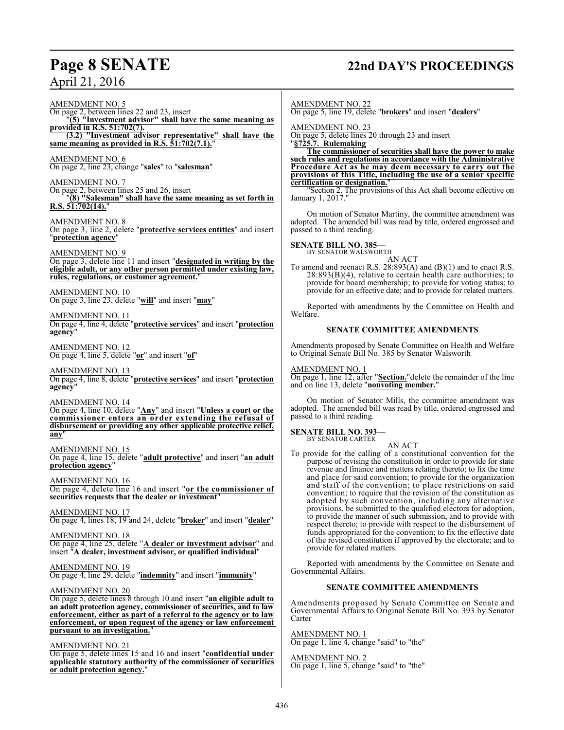AMENDMENT NO. 5
On page 2, between lines 22 and 23, insert
"**(5) "Investment advisor" shall have the same meaning as provided in R.S. 51:702(7).**
**(3.2) "Investment advisor representative" shall have the same meaning as provided in R.S. 51:702(7.1).**"

AMENDMENT NO. 6
On page 2, line 23, change "**sales**" to "**salesman**"

AMENDMENT NO. 7
On page 2, between lines 25 and 26, insert
"**(8) "Salesman" shall have the same meaning as set forth in R.S. 51:702(14).**"

AMENDMENT NO. 8
On page 3, line 2, delete "**protective services entities**" and insert "**protection agency**"

AMENDMENT NO. 9
On page 3, delete line 11 and insert "**designated in writing by the eligible adult, or any other person permitted under existing law, rules, regulations, or customer agreement.**"

AMENDMENT NO. 10
On page 3, line 23, delete "**will**" and insert "**may**"

AMENDMENT NO. 11
On page 4, line 4, delete "**protective services**" and insert "**protection agency**"

AMENDMENT NO. 12
On page 4, line 5, delete "**or**" and insert "**of**"

AMENDMENT NO. 13
On page 4, line 8, delete "**protective services**" and insert "**protection agency**"

AMENDMENT NO. 14
On page 4, line 10, delete "**Any**" and insert "**Unless a court or the commissioner enters an order extending the refusal of disbursement or providing any other applicable protective relief, any**"

AMENDMENT NO. 15
On page 4, line 15, delete "**adult protective**" and insert "**an adult protection agency**"

AMENDMENT NO. 16
On page 4, delete line 16 and insert "**or the commissioner of securities requests that the dealer or investment**"

AMENDMENT NO. 17
On page 4, lines 18, 19 and 24, delete "**broker**" and insert "**dealer**"

AMENDMENT NO. 18
On page 4, line 25, delete "**A dealer or investment advisor**" and insert "**A dealer, investment advisor, or qualified individual**"

AMENDMENT NO. 19
On page 4, line 29, delete "**indemnity**" and insert "**immunity**"

AMENDMENT NO. 20
On page 5, delete lines 8 through 10 and insert "**an eligible adult to an adult protection agency, commissioner of securities, and to law enforcement, either as part of a referral to the agency or to law enforcement, or upon request of the agency or law enforcement pursuant to an investigation.**"

AMENDMENT NO. 21
On page 5, delete lines 15 and 16 and insert "**confidential under applicable statutory authority of the commissioner of securities or adult protection agency.**"

AMENDMENT NO. 22
On page 5, line 19, delete "**brokers**" and insert "**dealers**"

AMENDMENT NO. 23
On page 5, delete lines 20 through 23 and insert
"**§725.7. Rulemaking**
**The commissioner of securities shall have the power to make such rules and regulations in accordance with the Administrative Procedure Act as he may deem necessary to carry out the provisions of this Title, including the use of a senior specific certification or designation.**"
"Section 2. The provisions of this Act shall become effective on January 1, 2017."

On motion of Senator Martiny, the committee amendment was adopted. The amended bill was read by title, ordered engrossed and passed to a third reading.

**SENATE BILL NO. 385—**
BY SENATOR WALSWORTH

AN ACT

To amend and reenact R.S. 28:893(A) and (B)(1) and to enact R.S. 28:893(B)(4), relative to certain health care authorities; to provide for board membership; to provide for voting status; to provide for an effective date; and to provide for related matters.

Reported with amendments by the Committee on Health and Welfare.

**SENATE COMMITTEE AMENDMENTS**

Amendments proposed by Senate Committee on Health and Welfare to Original Senate Bill No. 385 by Senator Walsworth

AMENDMENT NO. 1
On page 1, line 12, after "**Section.**"delete the remainder of the line and on line 13, delete "**nonvoting member.**"

On motion of Senator Mills, the committee amendment was adopted. The amended bill was read by title, ordered engrossed and passed to a third reading.

**SENATE BILL NO. 393—**
BY SENATOR CARTER

AN ACT

To provide for the calling of a constitutional convention for the purpose of revising the constitution in order to provide for state revenue and finance and matters relating thereto; to fix the time and place for said convention; to provide for the organization and staff of the convention; to place restrictions on said convention; to require that the revision of the constitution as adopted by such convention, including any alternative provisions, be submitted to the qualified electors for adoption, to provide the manner of such submission, and to provide with respect thereto; to provide with respect to the disbursement of funds appropriated for the convention; to fix the effective date of the revised constitution if approved by the electorate; and to provide for related matters.

Reported with amendments by the Committee on Senate and Governmental Affairs.

**SENATE COMMITTEE AMENDMENTS**

Amendments proposed by Senate Committee on Senate and Governmental Affairs to Original Senate Bill No. 393 by Senator Carter

AMENDMENT NO. 1
On page 1, line 4, change "said" to "the"

AMENDMENT NO. 2
On page 1, line 5, change "said" to "the"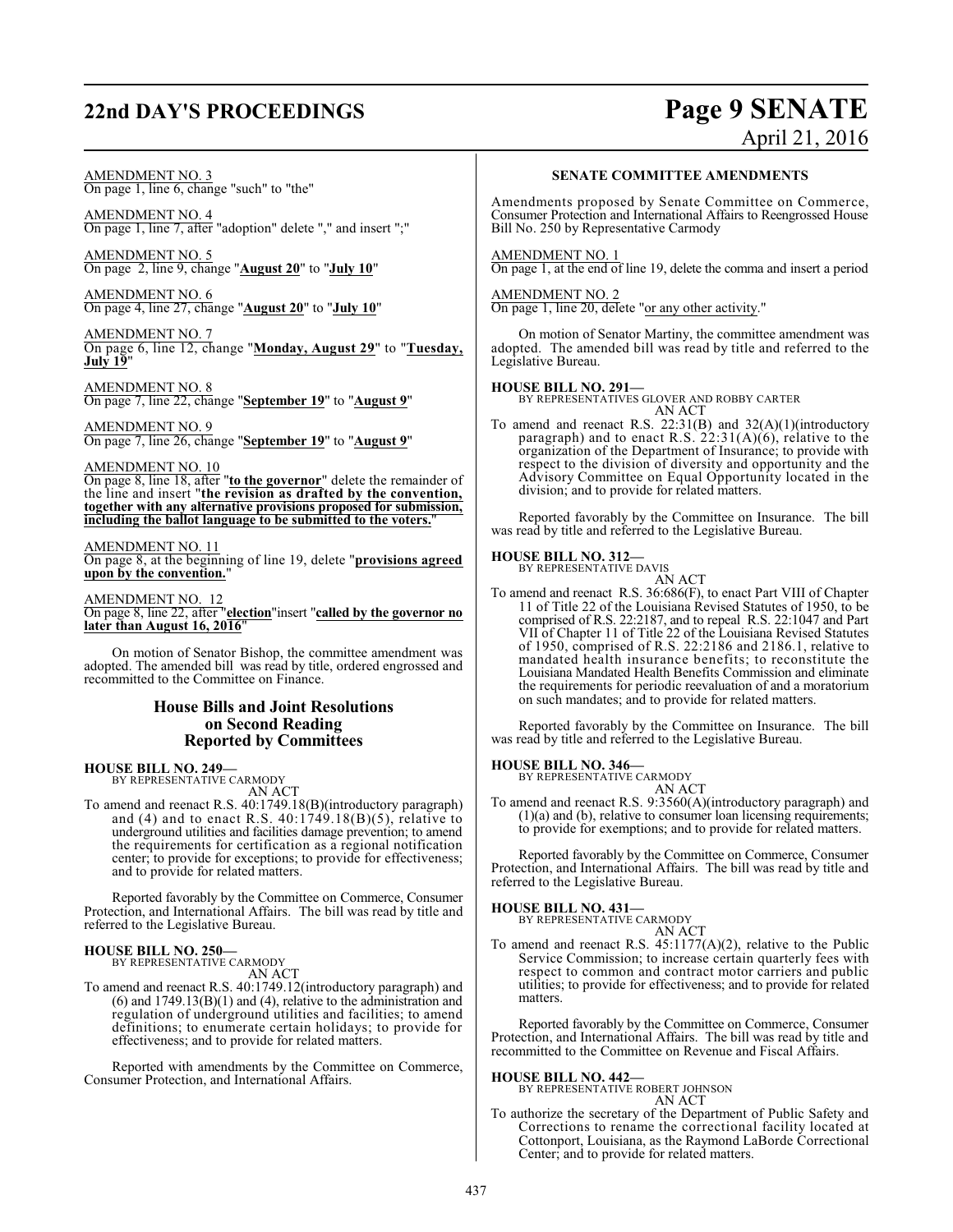AMENDMENT NO. 3
On page 1, line 6, change "such" to "the"

AMENDMENT NO. 4
On page 1, line 7, after "adoption" delete "," and insert ";"

AMENDMENT NO. 5
On page 2, line 9, change "**August 20**" to "**July 10**"

AMENDMENT NO. 6
On page 4, line 27, change "**August 20**" to "**July 10**"

AMENDMENT NO. 7
On page 6, line 12, change "**Monday, August 29**" to "**Tuesday, July 19**"

AMENDMENT NO. 8
On page 7, line 22, change "**September 19**" to "**August 9**"

AMENDMENT NO. 9
On page 7, line 26, change "**September 19**" to "**August 9**"

AMENDMENT NO. 10
On page 8, line 18, after "**to the governor**" delete the remainder of the line and insert "**the revision as drafted by the convention, together with any alternative provisions proposed for submission, including the ballot language to be submitted to the voters.**"

AMENDMENT NO. 11
On page 8, at the beginning of line 19, delete "**provisions agreed upon by the convention.**"

AMENDMENT NO. 12
On page 8, line 22, after "**election**"insert "**called by the governor no later than August 16, 2016**"

On motion of Senator Bishop, the committee amendment was adopted. The amended bill was read by title, ordered engrossed and recommitted to the Committee on Finance.

## House Bills and Joint Resolutions on Second Reading Reported by Committees

**HOUSE BILL NO. 249—**
BY REPRESENTATIVE CARMODY
AN ACT
To amend and reenact R.S. 40:1749.18(B)(introductory paragraph) and (4) and to enact R.S. 40:1749.18(B)(5), relative to underground utilities and facilities damage prevention; to amend the requirements for certification as a regional notification center; to provide for exceptions; to provide for effectiveness; and to provide for related matters.

Reported favorably by the Committee on Commerce, Consumer Protection, and International Affairs. The bill was read by title and referred to the Legislative Bureau.

**HOUSE BILL NO. 250—**
BY REPRESENTATIVE CARMODY
AN ACT
To amend and reenact R.S. 40:1749.12(introductory paragraph) and (6) and 1749.13(B)(1) and (4), relative to the administration and regulation of underground utilities and facilities; to amend definitions; to enumerate certain holidays; to provide for effectiveness; and to provide for related matters.

Reported with amendments by the Committee on Commerce, Consumer Protection, and International Affairs.

### SENATE COMMITTEE AMENDMENTS

Amendments proposed by Senate Committee on Commerce, Consumer Protection and International Affairs to Reengrossed House Bill No. 250 by Representative Carmody

AMENDMENT NO. 1
On page 1, at the end of line 19, delete the comma and insert a period

AMENDMENT NO. 2
On page 1, line 20, delete "or any other activity."

On motion of Senator Martiny, the committee amendment was adopted. The amended bill was read by title and referred to the Legislative Bureau.

**HOUSE BILL NO. 291—**
BY REPRESENTATIVES GLOVER AND ROBBY CARTER
AN ACT
To amend and reenact R.S. 22:31(B) and 32(A)(1)(introductory paragraph) and to enact R.S. 22:31(A)(6), relative to the organization of the Department of Insurance; to provide with respect to the division of diversity and opportunity and the Advisory Committee on Equal Opportunity located in the division; and to provide for related matters.

Reported favorably by the Committee on Insurance. The bill was read by title and referred to the Legislative Bureau.

**HOUSE BILL NO. 312—**
BY REPRESENTATIVE DAVIS
AN ACT
To amend and reenact R.S. 36:686(F), to enact Part VIII of Chapter 11 of Title 22 of the Louisiana Revised Statutes of 1950, to be comprised of R.S. 22:2187, and to repeal R.S. 22:1047 and Part VII of Chapter 11 of Title 22 of the Louisiana Revised Statutes of 1950, comprised of R.S. 22:2186 and 2186.1, relative to mandated health insurance benefits; to reconstitute the Louisiana Mandated Health Benefits Commission and eliminate the requirements for periodic reevaluation of and a moratorium on such mandates; and to provide for related matters.

Reported favorably by the Committee on Insurance. The bill was read by title and referred to the Legislative Bureau.

**HOUSE BILL NO. 346—**
BY REPRESENTATIVE CARMODY
AN ACT
To amend and reenact R.S. 9:3560(A)(introductory paragraph) and (1)(a) and (b), relative to consumer loan licensing requirements; to provide for exemptions; and to provide for related matters.

Reported favorably by the Committee on Commerce, Consumer Protection, and International Affairs. The bill was read by title and referred to the Legislative Bureau.

**HOUSE BILL NO. 431—**
BY REPRESENTATIVE CARMODY
AN ACT
To amend and reenact R.S. 45:1177(A)(2), relative to the Public Service Commission; to increase certain quarterly fees with respect to common and contract motor carriers and public utilities; to provide for effectiveness; and to provide for related matters.

Reported favorably by the Committee on Commerce, Consumer Protection, and International Affairs. The bill was read by title and recommitted to the Committee on Revenue and Fiscal Affairs.

**HOUSE BILL NO. 442—**
BY REPRESENTATIVE ROBERT JOHNSON
AN ACT
To authorize the secretary of the Department of Public Safety and Corrections to rename the correctional facility located at Cottonport, Louisiana, as the Raymond LaBorde Correctional Center; and to provide for related matters.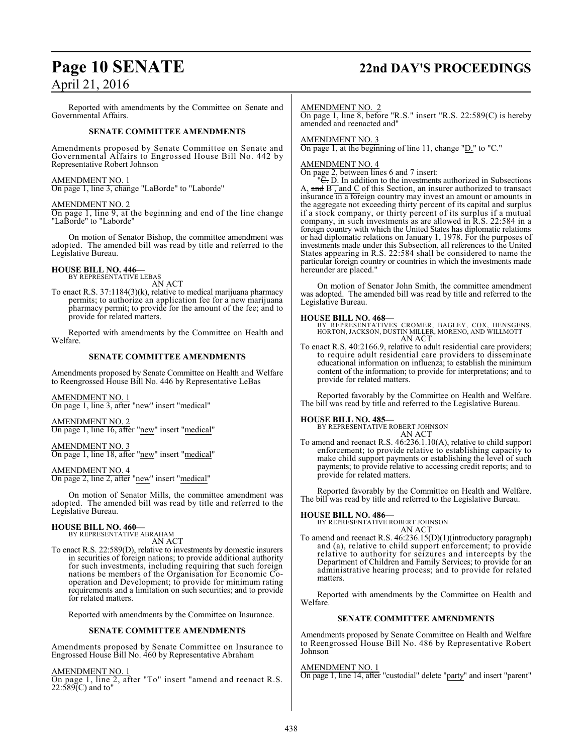Reported with amendments by the Committee on Senate and Governmental Affairs.

**SENATE COMMITTEE AMENDMENTS**

Amendments proposed by Senate Committee on Senate and Governmental Affairs to Engrossed House Bill No. 442 by Representative Robert Johnson

AMENDMENT NO. 1
On page 1, line 3, change "LaBorde" to "Laborde"

AMENDMENT NO. 2
On page 1, line 9, at the beginning and end of the line change "LaBorde" to "Laborde"

On motion of Senator Bishop, the committee amendment was adopted. The amended bill was read by title and referred to the Legislative Bureau.

**HOUSE BILL NO. 446—**
BY REPRESENTATIVE LEBAS
AN ACT

To enact R.S. 37:1184(3)(k), relative to medical marijuana pharmacy permits; to authorize an application fee for a new marijuana pharmacy permit; to provide for the amount of the fee; and to provide for related matters.

Reported with amendments by the Committee on Health and Welfare.

**SENATE COMMITTEE AMENDMENTS**

Amendments proposed by Senate Committee on Health and Welfare to Reengrossed House Bill No. 446 by Representative LeBas

AMENDMENT NO. 1
On page 1, line 3, after "new" insert "medical"

AMENDMENT NO. 2
On page 1, line 16, after "new" insert "medical"

AMENDMENT NO. 3
On page 1, line 18, after "new" insert "medical"

AMENDMENT NO. 4
On page 2, line 2, after "new" insert "medical"

On motion of Senator Mills, the committee amendment was adopted. The amended bill was read by title and referred to the Legislative Bureau.

**HOUSE BILL NO. 460—**
BY REPRESENTATIVE ABRAHAM
AN ACT

To enact R.S. 22:589(D), relative to investments by domestic insurers in securities of foreign nations; to provide additional authority for such investments, including requiring that such foreign nations be members of the Organisation for Economic Co-operation and Development; to provide for minimum rating requirements and a limitation on such securities; and to provide for related matters.

Reported with amendments by the Committee on Insurance.

**SENATE COMMITTEE AMENDMENTS**

Amendments proposed by Senate Committee on Insurance to Engrossed House Bill No. 460 by Representative Abraham

AMENDMENT NO. 1
On page 1, line 2, after "To" insert "amend and reenact R.S. 22:589(C) and to"

AMENDMENT NO. 2
On page 1, line 8, before "R.S." insert "R.S. 22:589(C) is hereby amended and reenacted and"

AMENDMENT NO. 3
On page 1, at the beginning of line 11, change "D." to "C."

AMENDMENT NO. 4
On page 2, between lines 6 and 7 insert:

"C. D. In addition to the investments authorized in Subsections A, and B , and C of this Section, an insurer authorized to transact insurance in a foreign country may invest an amount or amounts in the aggregate not exceeding thirty percent of its capital and surplus if a stock company, or thirty percent of its surplus if a mutual company, in such investments as are allowed in R.S. 22:584 in a foreign country with which the United States has diplomatic relations or had diplomatic relations on January 1, 1978. For the purposes of investments made under this Subsection, all references to the United States appearing in R.S. 22:584 shall be considered to name the particular foreign country or countries in which the investments made hereunder are placed."

On motion of Senator John Smith, the committee amendment was adopted. The amended bill was read by title and referred to the Legislative Bureau.

**HOUSE BILL NO. 468—**
BY REPRESENTATIVES CROMER, BAGLEY, COX, HENSGENS, HORTON, JACKSON, DUSTIN MILLER, MORENO, AND WILLMOTT
AN ACT

To enact R.S. 40:2166.9, relative to adult residential care providers; to require adult residential care providers to disseminate educational information on influenza; to establish the minimum content of the information; to provide for interpretations; and to provide for related matters.

Reported favorably by the Committee on Health and Welfare. The bill was read by title and referred to the Legislative Bureau.

**HOUSE BILL NO. 485—**
BY REPRESENTATIVE ROBERT JOHNSON
AN ACT

To amend and reenact R.S. 46:236.1.10(A), relative to child support enforcement; to provide relative to establishing capacity to make child support payments or establishing the level of such payments; to provide relative to accessing credit reports; and to provide for related matters.

Reported favorably by the Committee on Health and Welfare. The bill was read by title and referred to the Legislative Bureau.

**HOUSE BILL NO. 486—**
BY REPRESENTATIVE ROBERT JOHNSON
AN ACT

To amend and reenact R.S. 46:236.15(D)(1)(introductory paragraph) and (a), relative to child support enforcement; to provide relative to authority for seizures and intercepts by the Department of Children and Family Services; to provide for an administrative hearing process; and to provide for related matters.

Reported with amendments by the Committee on Health and Welfare.

**SENATE COMMITTEE AMENDMENTS**

Amendments proposed by Senate Committee on Health and Welfare to Reengrossed House Bill No. 486 by Representative Robert Johnson

AMENDMENT NO. 1
On page 1, line 14, after "custodial" delete "party" and insert "parent"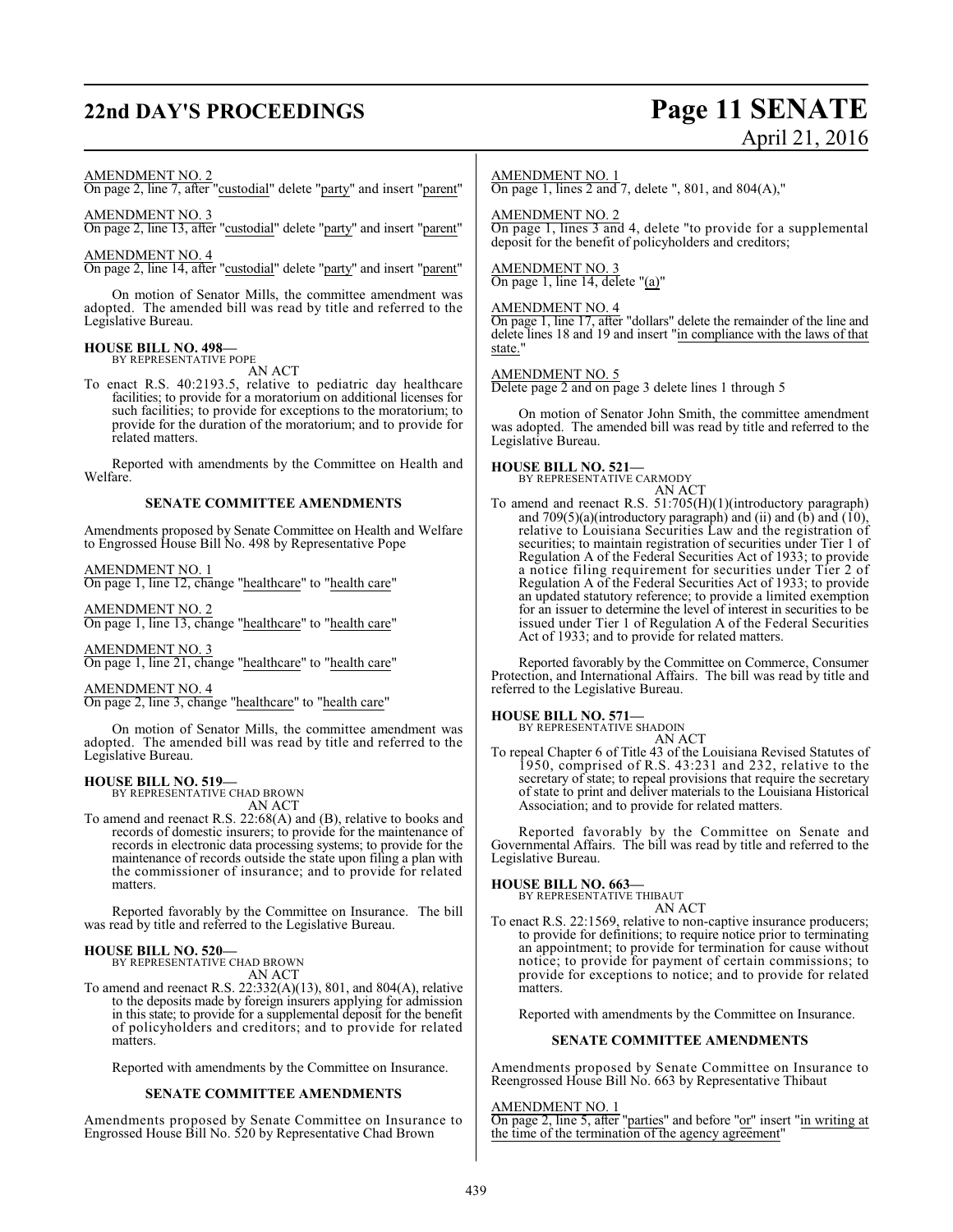AMENDMENT NO. 2
On page 2, line 7, after "custodial" delete "party" and insert "parent"

AMENDMENT NO. 3
On page 2, line 13, after "custodial" delete "party" and insert "parent"

AMENDMENT NO. 4
On page 2, line 14, after "custodial" delete "party" and insert "parent"

On motion of Senator Mills, the committee amendment was adopted. The amended bill was read by title and referred to the Legislative Bureau.

**HOUSE BILL NO. 498—**
BY REPRESENTATIVE POPE
AN ACT

To enact R.S. 40:2193.5, relative to pediatric day healthcare facilities; to provide for a moratorium on additional licenses for such facilities; to provide for exceptions to the moratorium; to provide for the duration of the moratorium; and to provide for related matters.

Reported with amendments by the Committee on Health and Welfare.

**SENATE COMMITTEE AMENDMENTS**

Amendments proposed by Senate Committee on Health and Welfare to Engrossed House Bill No. 498 by Representative Pope

AMENDMENT NO. 1
On page 1, line 12, change "healthcare" to "health care"

AMENDMENT NO. 2
On page 1, line 13, change "healthcare" to "health care"

AMENDMENT NO. 3
On page 1, line 21, change "healthcare" to "health care"

AMENDMENT NO. 4
On page 2, line 3, change "healthcare" to "health care"

On motion of Senator Mills, the committee amendment was adopted. The amended bill was read by title and referred to the Legislative Bureau.

**HOUSE BILL NO. 519—**
BY REPRESENTATIVE CHAD BROWN
AN ACT

To amend and reenact R.S. 22:68(A) and (B), relative to books and records of domestic insurers; to provide for the maintenance of records in electronic data processing systems; to provide for the maintenance of records outside the state upon filing a plan with the commissioner of insurance; and to provide for related matters.

Reported favorably by the Committee on Insurance. The bill was read by title and referred to the Legislative Bureau.

**HOUSE BILL NO. 520—**
BY REPRESENTATIVE CHAD BROWN
AN ACT

To amend and reenact R.S. 22:332(A)(13), 801, and 804(A), relative to the deposits made by foreign insurers applying for admission in this state; to provide for a supplemental deposit for the benefit of policyholders and creditors; and to provide for related matters.

Reported with amendments by the Committee on Insurance.

**SENATE COMMITTEE AMENDMENTS**

Amendments proposed by Senate Committee on Insurance to Engrossed House Bill No. 520 by Representative Chad Brown

AMENDMENT NO. 1
On page 1, lines 2 and 7, delete ", 801, and 804(A),"

AMENDMENT NO. 2
On page 1, lines 3 and 4, delete "to provide for a supplemental deposit for the benefit of policyholders and creditors;

AMENDMENT NO. 3
On page 1, line 14, delete "(a)"

AMENDMENT NO. 4
On page 1, line 17, after "dollars" delete the remainder of the line and delete lines 18 and 19 and insert "in compliance with the laws of that state."

AMENDMENT NO. 5
Delete page 2 and on page 3 delete lines 1 through 5

On motion of Senator John Smith, the committee amendment was adopted. The amended bill was read by title and referred to the Legislative Bureau.

**HOUSE BILL NO. 521—**
BY REPRESENTATIVE CARMODY
AN ACT

To amend and reenact R.S. 51:705(H)(1)(introductory paragraph) and 709(5)(a)(introductory paragraph) and (ii) and (b) and (10), relative to Louisiana Securities Law and the registration of securities; to maintain registration of securities under Tier 1 of Regulation A of the Federal Securities Act of 1933; to provide a notice filing requirement for securities under Tier 2 of Regulation A of the Federal Securities Act of 1933; to provide an updated statutory reference; to provide a limited exemption for an issuer to determine the level of interest in securities to be issued under Tier 1 of Regulation A of the Federal Securities Act of 1933; and to provide for related matters.

Reported favorably by the Committee on Commerce, Consumer Protection, and International Affairs. The bill was read by title and referred to the Legislative Bureau.

**HOUSE BILL NO. 571—**
BY REPRESENTATIVE SHADOIN
AN ACT

To repeal Chapter 6 of Title 43 of the Louisiana Revised Statutes of 1950, comprised of R.S. 43:231 and 232, relative to the secretary of state; to repeal provisions that require the secretary of state to print and deliver materials to the Louisiana Historical Association; and to provide for related matters.

Reported favorably by the Committee on Senate and Governmental Affairs. The bill was read by title and referred to the Legislative Bureau.

**HOUSE BILL NO. 663—**
BY REPRESENTATIVE THIBAUT
AN ACT

To enact R.S. 22:1569, relative to non-captive insurance producers; to provide for definitions; to require notice prior to terminating an appointment; to provide for termination for cause without notice; to provide for payment of certain commissions; to provide for exceptions to notice; and to provide for related matters.

Reported with amendments by the Committee on Insurance.

**SENATE COMMITTEE AMENDMENTS**

Amendments proposed by Senate Committee on Insurance to Reengrossed House Bill No. 663 by Representative Thibaut

AMENDMENT NO. 1
On page 2, line 5, after "parties" and before "or" insert "in writing at the time of the termination of the agency agreement"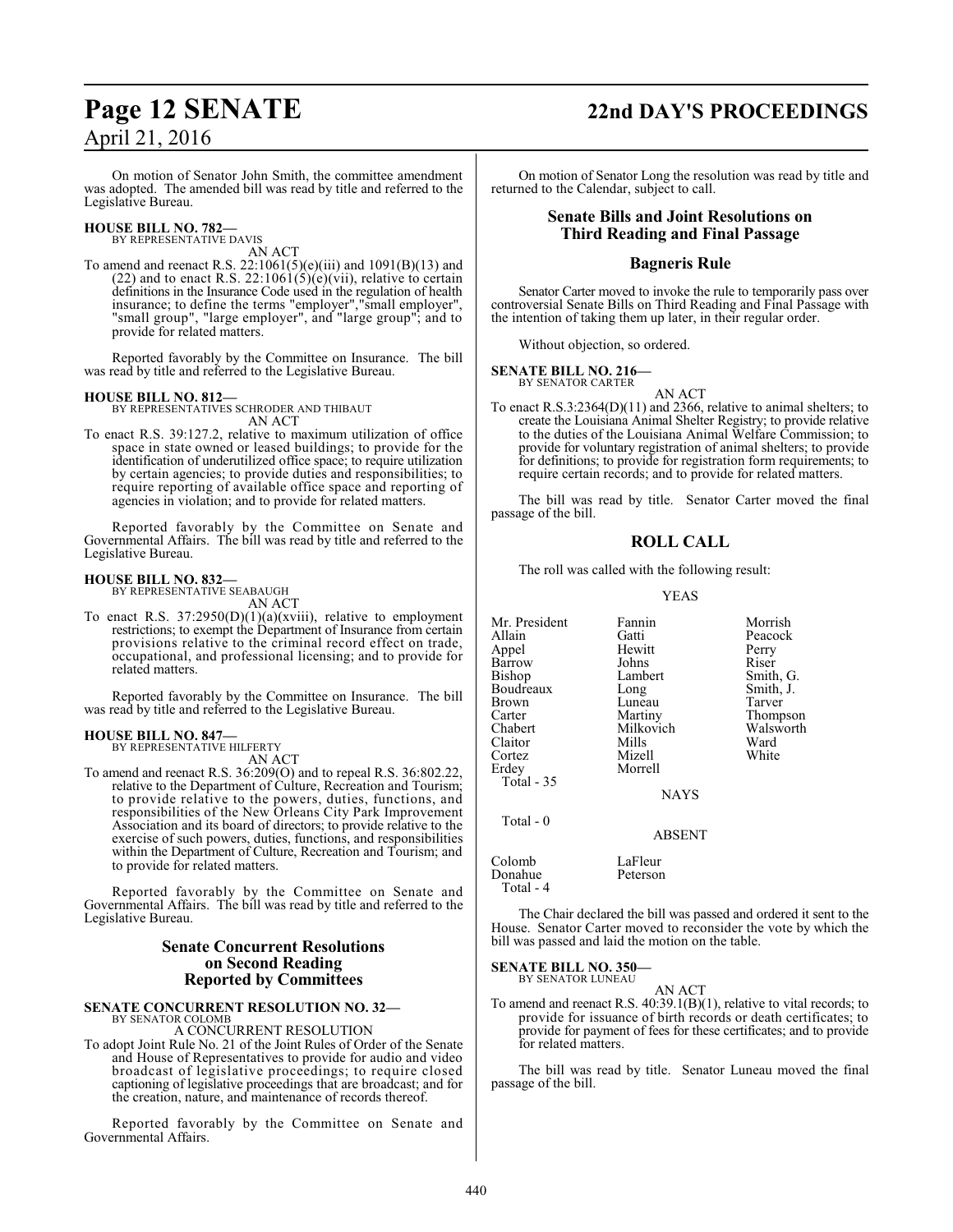On motion of Senator John Smith, the committee amendment was adopted. The amended bill was read by title and referred to the Legislative Bureau.

**HOUSE BILL NO. 782—**
BY REPRESENTATIVE DAVIS
AN ACT

To amend and reenact R.S. 22:1061(5)(e)(iii) and 1091(B)(13) and (22) and to enact R.S. 22:1061(5)(e)(vii), relative to certain definitions in the Insurance Code used in the regulation of health insurance; to define the terms "employer","small employer", "small group", "large employer", and "large group"; and to provide for related matters.

Reported favorably by the Committee on Insurance. The bill was read by title and referred to the Legislative Bureau.

**HOUSE BILL NO. 812—**
BY REPRESENTATIVES SCHRODER AND THIBAUT
AN ACT

To enact R.S. 39:127.2, relative to maximum utilization of office space in state owned or leased buildings; to provide for the identification of underutilized office space; to require utilization by certain agencies; to provide duties and responsibilities; to require reporting of available office space and reporting of agencies in violation; and to provide for related matters.

Reported favorably by the Committee on Senate and Governmental Affairs. The bill was read by title and referred to the Legislative Bureau.

**HOUSE BILL NO. 832—**
BY REPRESENTATIVE SEABAUGH
AN ACT

To enact R.S. 37:2950(D)(1)(a)(xviii), relative to employment restrictions; to exempt the Department of Insurance from certain provisions relative to the criminal record effect on trade, occupational, and professional licensing; and to provide for related matters.

Reported favorably by the Committee on Insurance. The bill was read by title and referred to the Legislative Bureau.

**HOUSE BILL NO. 847—**
BY REPRESENTATIVE HILFERTY
AN ACT

To amend and reenact R.S. 36:209(O) and to repeal R.S. 36:802.22, relative to the Department of Culture, Recreation and Tourism; to provide relative to the powers, duties, functions, and responsibilities of the New Orleans City Park Improvement Association and its board of directors; to provide relative to the exercise of such powers, duties, functions, and responsibilities within the Department of Culture, Recreation and Tourism; and to provide for related matters.

Reported favorably by the Committee on Senate and Governmental Affairs. The bill was read by title and referred to the Legislative Bureau.

## Senate Concurrent Resolutions on Second Reading Reported by Committees

**SENATE CONCURRENT RESOLUTION NO. 32—**
BY SENATOR COLOMB
A CONCURRENT RESOLUTION

To adopt Joint Rule No. 21 of the Joint Rules of Order of the Senate and House of Representatives to provide for audio and video broadcast of legislative proceedings; to require closed captioning of legislative proceedings that are broadcast; and for the creation, nature, and maintenance of records thereof.

Reported favorably by the Committee on Senate and Governmental Affairs.

On motion of Senator Long the resolution was read by title and returned to the Calendar, subject to call.

## Senate Bills and Joint Resolutions on Third Reading and Final Passage

## Bagneris Rule

Senator Carter moved to invoke the rule to temporarily pass over controversial Senate Bills on Third Reading and Final Passage with the intention of taking them up later, in their regular order.

Without objection, so ordered.

**SENATE BILL NO. 216—**
BY SENATOR CARTER
AN ACT

To enact R.S.3:2364(D)(11) and 2366, relative to animal shelters; to create the Louisiana Animal Shelter Registry; to provide relative to the duties of the Louisiana Animal Welfare Commission; to provide for voluntary registration of animal shelters; to provide for definitions; to provide for registration form requirements; to require certain records; and to provide for related matters.

The bill was read by title. Senator Carter moved the final passage of the bill.

## ROLL CALL

The roll was called with the following result:

YEAS

| | | |
|---|---|---|
| Mr. President | Fannin | Morrish |
| Allain | Gatti | Peacock |
| Appel | Hewitt | Perry |
| Barrow | Johns | Riser |
| Bishop | Lambert | Smith, G. |
| Boudreaux | Long | Smith, J. |
| Brown | Luneau | Tarver |
| Carter | Martiny | Thompson |
| Chabert | Milkovich | Walsworth |
| Claitor | Mills | Ward |
| Cortez | Mizell | White |
| Erdey | Morrell | |

Total - 35

NAYS

Total - 0

ABSENT

| | |
|---|---|
| Colomb | LaFleur |
| Donahue | Peterson |

Total - 4

The Chair declared the bill was passed and ordered it sent to the House. Senator Carter moved to reconsider the vote by which the bill was passed and laid the motion on the table.

**SENATE BILL NO. 350—**
BY SENATOR LUNEAU
AN ACT

To amend and reenact R.S. 40:39.1(B)(1), relative to vital records; to provide for issuance of birth records or death certificates; to provide for payment of fees for these certificates; and to provide for related matters.

The bill was read by title. Senator Luneau moved the final passage of the bill.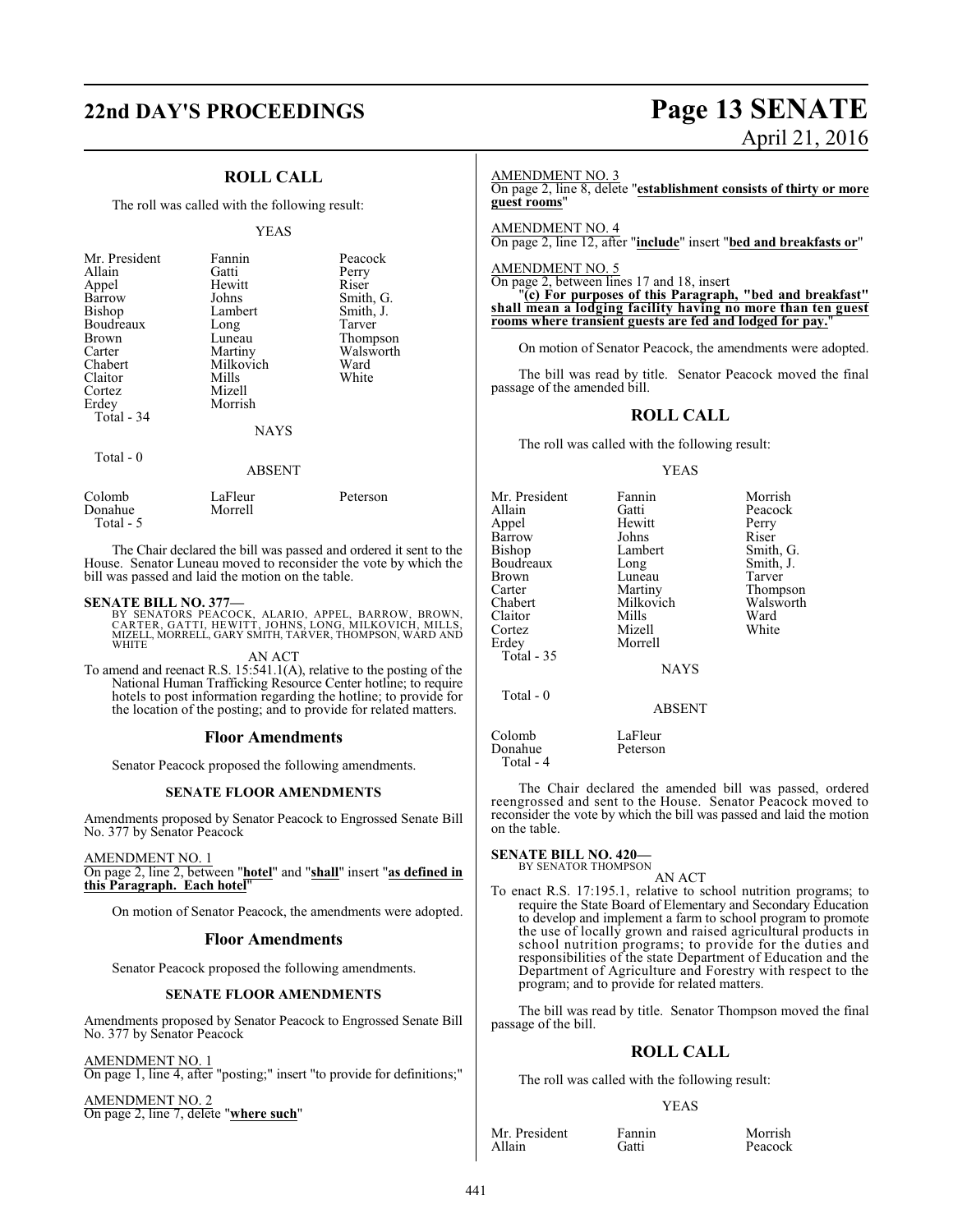## ROLL CALL

The roll was called with the following result:

YEAS

| | | |
|---|---|---|
| Mr. President | Fannin | Peacock |
| Allain | Gatti | Perry |
| Appel | Hewitt | Riser |
| Barrow | Johns | Smith, G. |
| Bishop | Lambert | Smith, J. |
| Boudreaux | Long | Tarver |
| Brown | Luneau | Thompson |
| Carter | Martiny | Walsworth |
| Chabert | Milkovich | Ward |
| Claitor | Mills | White |
| Cortez | Mizell | |
| Erdey | Morrish | |
| Total - 34 | | |

NAYS

Total - 0

ABSENT

| | | |
|---|---|---|
| Colomb | LaFleur | Peterson |
| Donahue | Morrell | |
| Total - 5 | | |

The Chair declared the bill was passed and ordered it sent to the House. Senator Luneau moved to reconsider the vote by which the bill was passed and laid the motion on the table.

**SENATE BILL NO. 377—**
BY SENATORS PEACOCK, ALARIO, APPEL, BARROW, BROWN, CARTER, GATTI, HEWITT, JOHNS, LONG, MILKOVICH, MILLS, MIZELL, MORRELL, GARY SMITH, TARVER, THOMPSON, WARD AND WHITE

AN ACT

To amend and reenact R.S. 15:541.1(A), relative to the posting of the National Human Trafficking Resource Center hotline; to require hotels to post information regarding the hotline; to provide for the location of the posting; and to provide for related matters.

## Floor Amendments

Senator Peacock proposed the following amendments.

### SENATE FLOOR AMENDMENTS

Amendments proposed by Senator Peacock to Engrossed Senate Bill No. 377 by Senator Peacock

AMENDMENT NO. 1
On page 2, line 2, between "**hotel**" and "**shall**" insert "**as defined in this Paragraph. Each hotel**"

On motion of Senator Peacock, the amendments were adopted.

## Floor Amendments

Senator Peacock proposed the following amendments.

### SENATE FLOOR AMENDMENTS

Amendments proposed by Senator Peacock to Engrossed Senate Bill No. 377 by Senator Peacock

AMENDMENT NO. 1
On page 1, line 4, after "posting;" insert "to provide for definitions;"

AMENDMENT NO. 2
On page 2, line 7, delete "**where such**"

AMENDMENT NO. 3
On page 2, line 8, delete "**establishment consists of thirty or more guest rooms**"

AMENDMENT NO. 4
On page 2, line 12, after "**include**" insert "**bed and breakfasts or**"

AMENDMENT NO. 5
On page 2, between lines 17 and 18, insert
"**(c) For purposes of this Paragraph, "bed and breakfast" shall mean a lodging facility having no more than ten guest rooms where transient guests are fed and lodged for pay.**"

On motion of Senator Peacock, the amendments were adopted.

The bill was read by title. Senator Peacock moved the final passage of the amended bill.

## ROLL CALL

The roll was called with the following result:

YEAS

| | | |
|---|---|---|
| Mr. President | Fannin | Morrish |
| Allain | Gatti | Peacock |
| Appel | Hewitt | Perry |
| Barrow | Johns | Riser |
| Bishop | Lambert | Smith, G. |
| Boudreaux | Long | Smith, J. |
| Brown | Luneau | Tarver |
| Carter | Martiny | Thompson |
| Chabert | Milkovich | Walsworth |
| Claitor | Mills | Ward |
| Cortez | Mizell | White |
| Erdey | Morrell | |
| Total - 35 | | |

NAYS

Total - 0

ABSENT

| | |
|---|---|
| Colomb | LaFleur |
| Donahue | Peterson |
| Total - 4 | |

The Chair declared the amended bill was passed, ordered reengrossed and sent to the House. Senator Peacock moved to reconsider the vote by which the bill was passed and laid the motion on the table.

**SENATE BILL NO. 420—**
BY SENATOR THOMPSON

AN ACT

To enact R.S. 17:195.1, relative to school nutrition programs; to require the State Board of Elementary and Secondary Education to develop and implement a farm to school program to promote the use of locally grown and raised agricultural products in school nutrition programs; to provide for the duties and responsibilities of the state Department of Education and the Department of Agriculture and Forestry with respect to the program; and to provide for related matters.

The bill was read by title. Senator Thompson moved the final passage of the bill.

## ROLL CALL

The roll was called with the following result:

YEAS

| | | |
|---|---|---|
| Mr. President | Fannin | Morrish |
| Allain | Gatti | Peacock |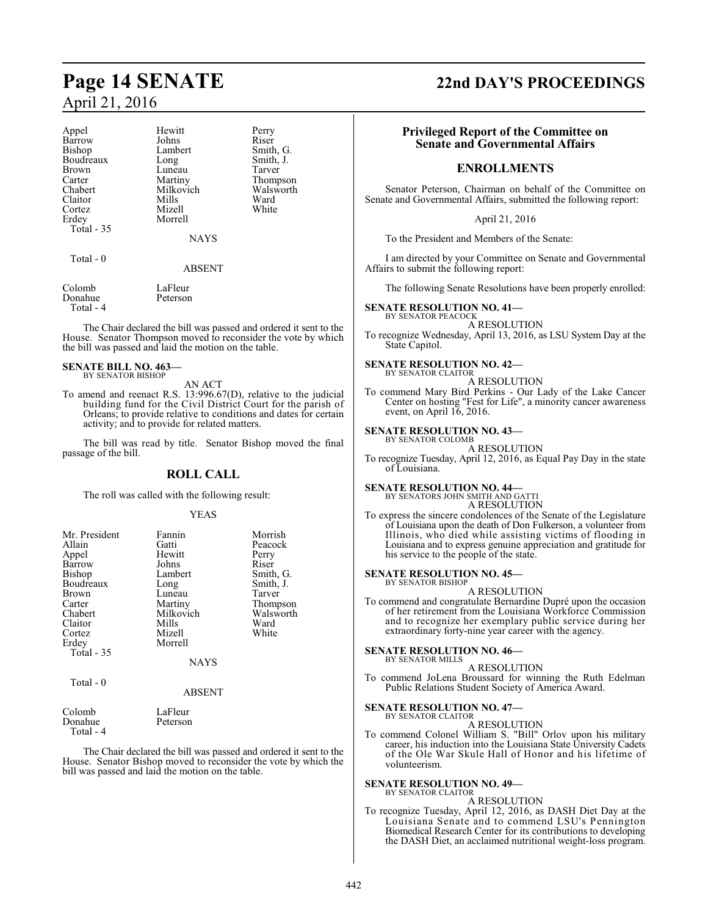| | | |
|---|---|---|
| Appel | Hewitt | Perry |
| Barrow | Johns | Riser |
| Bishop | Lambert | Smith, G. |
| Boudreaux | Long | Smith, J. |
| Brown | Luneau | Tarver |
| Carter | Martiny | Thompson |
| Chabert | Milkovich | Walsworth |
| Claitor | Mills | Ward |
| Cortez | Mizell | White |
| Erdey | Morrell | |
| Total - 35 | | |

NAYS

Total - 0

ABSENT

| | |
|---|---|
| Colomb | LaFleur |
| Donahue | Peterson |
| Total - 4 | |

The Chair declared the bill was passed and ordered it sent to the House. Senator Thompson moved to reconsider the vote by which the bill was passed and laid the motion on the table.

**SENATE BILL NO. 463—**
BY SENATOR BISHOP

AN ACT

To amend and reenact R.S. 13:996.67(D), relative to the judicial building fund for the Civil District Court for the parish of Orleans; to provide relative to conditions and dates for certain activity; and to provide for related matters.

The bill was read by title. Senator Bishop moved the final passage of the bill.

## ROLL CALL

The roll was called with the following result:

YEAS

| | | |
|---|---|---|
| Mr. President | Fannin | Morrish |
| Allain | Gatti | Peacock |
| Appel | Hewitt | Perry |
| Barrow | Johns | Riser |
| Bishop | Lambert | Smith, G. |
| Boudreaux | Long | Smith, J. |
| Brown | Luneau | Tarver |
| Carter | Martiny | Thompson |
| Chabert | Milkovich | Walsworth |
| Claitor | Mills | Ward |
| Cortez | Mizell | White |
| Erdey | Morrell | |
| Total - 35 | | |

NAYS

Total - 0

ABSENT

| | |
|---|---|
| Colomb | LaFleur |
| Donahue | Peterson |
| Total - 4 | |

The Chair declared the bill was passed and ordered it sent to the House. Senator Bishop moved to reconsider the vote by which the bill was passed and laid the motion on the table.

## Privileged Report of the Committee on Senate and Governmental Affairs

## ENROLLMENTS

Senator Peterson, Chairman on behalf of the Committee on Senate and Governmental Affairs, submitted the following report:

April 21, 2016

To the President and Members of the Senate:

I am directed by your Committee on Senate and Governmental Affairs to submit the following report:

The following Senate Resolutions have been properly enrolled:

**SENATE RESOLUTION NO. 41—**
BY SENATOR PEACOCK

A RESOLUTION

To recognize Wednesday, April 13, 2016, as LSU System Day at the State Capitol.

**SENATE RESOLUTION NO. 42—**
BY SENATOR CLAITOR

A RESOLUTION

To commend Mary Bird Perkins - Our Lady of the Lake Cancer Center on hosting "Fest for Life", a minority cancer awareness event, on April 16, 2016.

**SENATE RESOLUTION NO. 43—**
BY SENATOR COLOMB

A RESOLUTION

To recognize Tuesday, April 12, 2016, as Equal Pay Day in the state of Louisiana.

**SENATE RESOLUTION NO. 44—**
BY SENATORS JOHN SMITH AND GATTI

A RESOLUTION

To express the sincere condolences of the Senate of the Legislature of Louisiana upon the death of Don Fulkerson, a volunteer from Illinois, who died while assisting victims of flooding in Louisiana and to express genuine appreciation and gratitude for his service to the people of the state.

**SENATE RESOLUTION NO. 45—**
BY SENATOR BISHOP

A RESOLUTION

To commend and congratulate Bernardine Dupré upon the occasion of her retirement from the Louisiana Workforce Commission and to recognize her exemplary public service during her extraordinary forty-nine year career with the agency.

**SENATE RESOLUTION NO. 46—**
BY SENATOR MILLS

A RESOLUTION

To commend JoLena Broussard for winning the Ruth Edelman Public Relations Student Society of America Award.

**SENATE RESOLUTION NO. 47—**
BY SENATOR CLAITOR

A RESOLUTION

To commend Colonel William S. "Bill" Orlov upon his military career, his induction into the Louisiana State University Cadets of the Ole War Skule Hall of Honor and his lifetime of volunteerism.

**SENATE RESOLUTION NO. 49—**
BY SENATOR CLAITOR

A RESOLUTION

To recognize Tuesday, April 12, 2016, as DASH Diet Day at the Louisiana Senate and to commend LSU's Pennington Biomedical Research Center for its contributions to developing the DASH Diet, an acclaimed nutritional weight-loss program.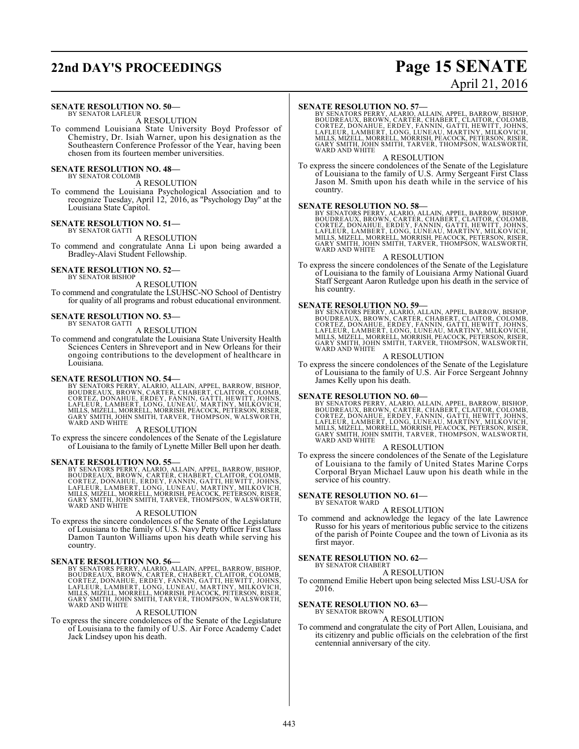**SENATE RESOLUTION NO. 50—**
BY SENATOR LAFLEUR

A RESOLUTION

To commend Louisiana State University Boyd Professor of Chemistry, Dr. Isiah Warner, upon his designation as the Southeastern Conference Professor of the Year, having been chosen from its fourteen member universities.

**SENATE RESOLUTION NO. 48—**
BY SENATOR COLOMB

A RESOLUTION

To commend the Louisiana Psychological Association and to recognize Tuesday, April 12, 2016, as "Psychology Day" at the Louisiana State Capitol.

**SENATE RESOLUTION NO. 51—**
BY SENATOR GATTI

A RESOLUTION

To commend and congratulate Anna Li upon being awarded a Bradley-Alavi Student Fellowship.

**SENATE RESOLUTION NO. 52—**
BY SENATOR BISHOP

A RESOLUTION

To commend and congratulate the LSUHSC-NO School of Dentistry for quality of all programs and robust educational environment.

**SENATE RESOLUTION NO. 53—**
BY SENATOR GATTI

A RESOLUTION

To commend and congratulate the Louisiana State University Health Sciences Centers in Shreveport and in New Orleans for their ongoing contributions to the development of healthcare in Louisiana.

**SENATE RESOLUTION NO. 54—**
BY SENATORS PERRY, ALARIO, ALLAIN, APPEL, BARROW, BISHOP, BOUDREAUX, BROWN, CARTER, CHABERT, CLAITOR, COLOMB, CORTEZ, DONAHUE, ERDEY, FANNIN, GATTI, HEWITT, JOHNS, LAFLEUR, LAMBERT, LONG, LUNEAU, MARTINY, MILKOVICH, MILLS, MIZELL, MORRELL, MORRISH, PEACOCK, PETERSON, RISER, GARY SMITH, JOHN SMITH, TARVER, THOMPSON, WALSWORTH, WARD AND WHITE

A RESOLUTION

To express the sincere condolences of the Senate of the Legislature of Louisiana to the family of Lynette Miller Bell upon her death.

**SENATE RESOLUTION NO. 55—**
BY SENATORS PERRY, ALARIO, ALLAIN, APPEL, BARROW, BISHOP, BOUDREAUX, BROWN, CARTER, CHABERT, CLAITOR, COLOMB, CORTEZ, DONAHUE, ERDEY, FANNIN, GATTI, HEWITT, JOHNS, LAFLEUR, LAMBERT, LONG, LUNEAU, MARTINY, MILKOVICH, MILLS, MIZELL, MORRELL, MORRISH, PEACOCK, PETERSON, RISER, GARY SMITH, JOHN SMITH, TARVER, THOMPSON, WALSWORTH, WARD AND WHITE

A RESOLUTION

To express the sincere condolences of the Senate of the Legislature of Louisiana to the family of U.S. Navy Petty Officer First Class Damon Taunton Williams upon his death while serving his country.

**SENATE RESOLUTION NO. 56—**
BY SENATORS PERRY, ALARIO, ALLAIN, APPEL, BARROW, BISHOP, BOUDREAUX, BROWN, CARTER, CHABERT, CLAITOR, COLOMB, CORTEZ, DONAHUE, ERDEY, FANNIN, GATTI, HEWITT, JOHNS, LAFLEUR, LAMBERT, LONG, LUNEAU, MARTINY, MILKOVICH, MILLS, MIZELL, MORRELL, MORRISH, PEACOCK, PETERSON, RISER, GARY SMITH, JOHN SMITH, TARVER, THOMPSON, WALSWORTH, WARD AND WHITE

A RESOLUTION

To express the sincere condolences of the Senate of the Legislature of Louisiana to the family of U.S. Air Force Academy Cadet Jack Lindsey upon his death.

**SENATE RESOLUTION NO. 57—**
BY SENATORS PERRY, ALARIO, ALLAIN, APPEL, BARROW, BISHOP, BOUDREAUX, BROWN, CARTER, CHABERT, CLAITOR, COLOMB, CORTEZ, DONAHUE, ERDEY, FANNIN, GATTI, HEWITT, JOHNS, LAFLEUR, LAMBERT, LONG, LUNEAU, MARTINY, MILKOVICH, MILLS, MIZELL, MORRELL, MORRISH, PEACOCK, PETERSON, RISER, GARY SMITH, JOHN SMITH, TARVER, THOMPSON, WALSWORTH, WARD AND WHITE

A RESOLUTION

To express the sincere condolences of the Senate of the Legislature of Louisiana to the family of U.S. Army Sergeant First Class Jason M. Smith upon his death while in the service of his country.

**SENATE RESOLUTION NO. 58—**
BY SENATORS PERRY, ALARIO, ALLAIN, APPEL, BARROW, BISHOP, BOUDREAUX, BROWN, CARTER, CHABERT, CLAITOR, COLOMB, CORTEZ, DONAHUE, ERDEY, FANNIN, GATTI, HEWITT, JOHNS, LAFLEUR, LAMBERT, LONG, LUNEAU, MARTINY, MILKOVICH, MILLS, MIZELL, MORRELL, MORRISH, PEACOCK, PETERSON, RISER, GARY SMITH, JOHN SMITH, TARVER, THOMPSON, WALSWORTH, WARD AND WHITE

A RESOLUTION

To express the sincere condolences of the Senate of the Legislature of Louisiana to the family of Louisiana Army National Guard Staff Sergeant Aaron Rutledge upon his death in the service of his country.

**SENATE RESOLUTION NO. 59—**
BY SENATORS PERRY, ALARIO, ALLAIN, APPEL, BARROW, BISHOP, BOUDREAUX, BROWN, CARTER, CHABERT, CLAITOR, COLOMB, CORTEZ, DONAHUE, ERDEY, FANNIN, GATTI, HEWITT, JOHNS, LAFLEUR, LAMBERT, LONG, LUNEAU, MARTINY, MILKOVICH, MILLS, MIZELL, MORRELL, MORRISH, PEACOCK, PETERSON, RISER, GARY SMITH, JOHN SMITH, TARVER, THOMPSON, WALSWORTH, WARD AND WHITE

A RESOLUTION

To express the sincere condolences of the Senate of the Legislature of Louisiana to the family of U.S. Air Force Sergeant Johnny James Kelly upon his death.

**SENATE RESOLUTION NO. 60—**
BY SENATORS PERRY, ALARIO, ALLAIN, APPEL, BARROW, BISHOP, BOUDREAUX, BROWN, CARTER, CHABERT, CLAITOR, COLOMB, CORTEZ, DONAHUE, ERDEY, FANNIN, GATTI, HEWITT, JOHNS, LAFLEUR, LAMBERT, LONG, LUNEAU, MARTINY, MILKOVICH, MILLS, MIZELL, MORRELL, MORRISH, PEACOCK, PETERSON, RISER, GARY SMITH, JOHN SMITH, TARVER, THOMPSON, WALSWORTH, WARD AND WHITE

A RESOLUTION

To express the sincere condolences of the Senate of the Legislature of Louisiana to the family of United States Marine Corps Corporal Bryan Michael Lauw upon his death while in the service of his country.

**SENATE RESOLUTION NO. 61—**
BY SENATOR WARD

A RESOLUTION

To commend and acknowledge the legacy of the late Lawrence Russo for his years of meritorious public service to the citizens of the parish of Pointe Coupee and the town of Livonia as its first mayor.

**SENATE RESOLUTION NO. 62—**
BY SENATOR CHABERT

A RESOLUTION

To commend Emilie Hebert upon being selected Miss LSU-USA for 2016.

**SENATE RESOLUTION NO. 63—**
BY SENATOR BROWN

A RESOLUTION

To commend and congratulate the city of Port Allen, Louisiana, and its citizenry and public officials on the celebration of the first centennial anniversary of the city.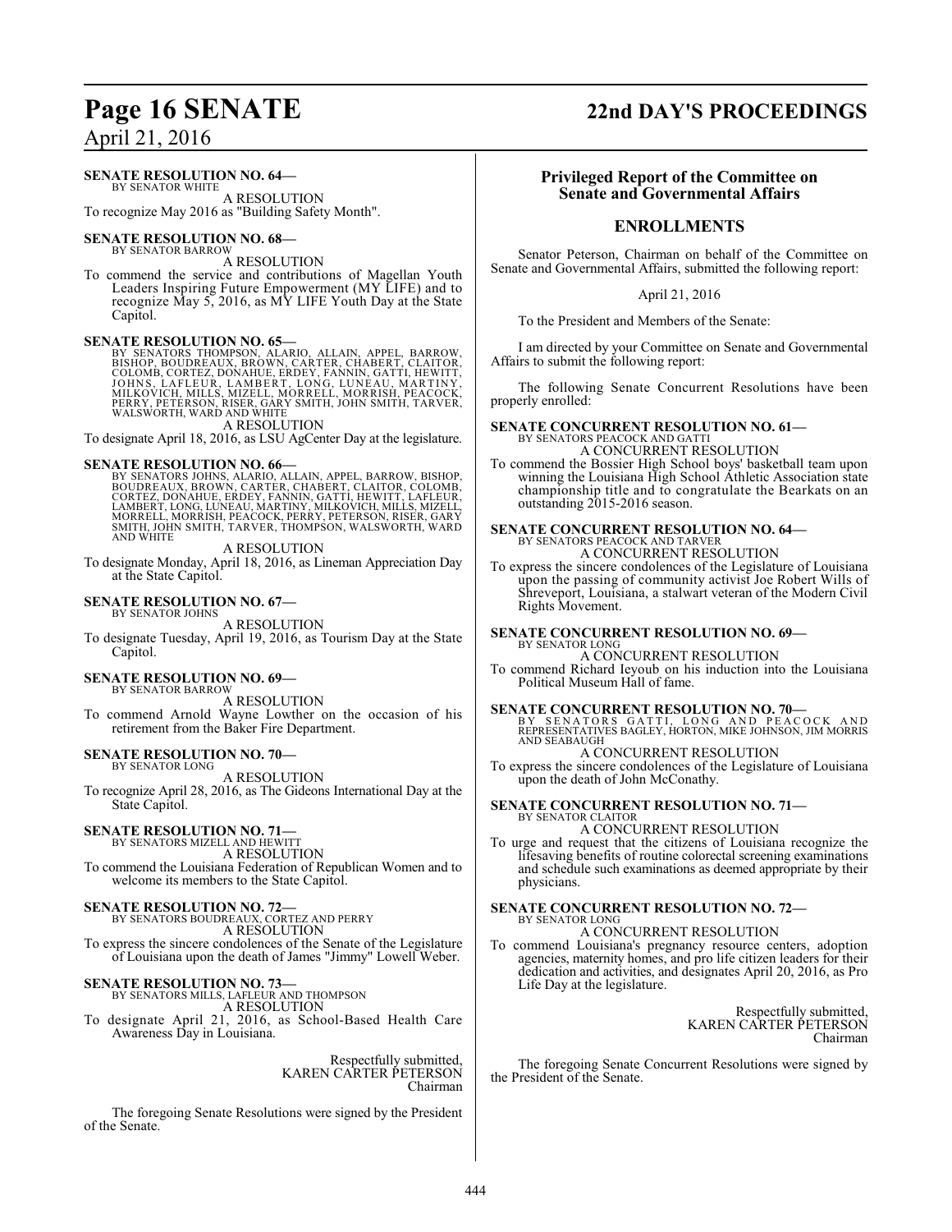**SENATE RESOLUTION NO. 64—**
BY SENATOR WHITE

A RESOLUTION

To recognize May 2016 as "Building Safety Month".

**SENATE RESOLUTION NO. 68—**
BY SENATOR BARROW

A RESOLUTION

To commend the service and contributions of Magellan Youth Leaders Inspiring Future Empowerment (MY LIFE) and to recognize May 5, 2016, as MY LIFE Youth Day at the State Capitol.

**SENATE RESOLUTION NO. 65—**
BY SENATORS THOMPSON, ALARIO, ALLAIN, APPEL, BARROW, BISHOP, BOUDREAUX, BROWN, CARTER, CHABERT, CLAITOR, COLOMB, CORTEZ, DONAHUE, ERDEY, FANNIN, GATTI, HEWITT, JOHNS, LAFLEUR, LAMBERT, LONG, LUNEAU, MARTINY, MILKOVICH, MILLS, MIZELL, MORRELL, MORRISH, PEACOCK, PERRY, PETERSON, RISER, GARY SMITH, JOHN SMITH, TARVER, WALSWORTH, WARD AND WHITE

A RESOLUTION

To designate April 18, 2016, as LSU AgCenter Day at the legislature.

**SENATE RESOLUTION NO. 66—**
BY SENATORS JOHNS, ALARIO, ALLAIN, APPEL, BARROW, BISHOP, BOUDREAUX, BROWN, CARTER, CHABERT, CLAITOR, COLOMB, CORTEZ, DONAHUE, ERDEY, FANNIN, GATTI, HEWITT, LAFLEUR, LAMBERT, LONG, LUNEAU, MARTINY, MILKOVICH, MILLS, MIZELL, MORRELL, MORRISH, PEACOCK, PERRY, PETERSON, RISER, GARY SMITH, JOHN SMITH, TARVER, THOMPSON, WALSWORTH, WARD AND WHITE

A RESOLUTION

To designate Monday, April 18, 2016, as Lineman Appreciation Day at the State Capitol.

**SENATE RESOLUTION NO. 67—**
BY SENATOR JOHNS

A RESOLUTION

To designate Tuesday, April 19, 2016, as Tourism Day at the State Capitol.

**SENATE RESOLUTION NO. 69—**
BY SENATOR BARROW

A RESOLUTION

To commend Arnold Wayne Lowther on the occasion of his retirement from the Baker Fire Department.

**SENATE RESOLUTION NO. 70—**
BY SENATOR LONG

A RESOLUTION

To recognize April 28, 2016, as The Gideons International Day at the State Capitol.

**SENATE RESOLUTION NO. 71—**
BY SENATORS MIZELL AND HEWITT

A RESOLUTION

To commend the Louisiana Federation of Republican Women and to welcome its members to the State Capitol.

**SENATE RESOLUTION NO. 72—**
BY SENATORS BOUDREAUX, CORTEZ AND PERRY

A RESOLUTION

To express the sincere condolences of the Senate of the Legislature of Louisiana upon the death of James "Jimmy" Lowell Weber.

**SENATE RESOLUTION NO. 73—**
BY SENATORS MILLS, LAFLEUR AND THOMPSON

A RESOLUTION

To designate April 21, 2016, as School-Based Health Care Awareness Day in Louisiana.

Respectfully submitted,
KAREN CARTER PETERSON
Chairman

The foregoing Senate Resolutions were signed by the President of the Senate.

## Privileged Report of the Committee on Senate and Governmental Affairs

## ENROLLMENTS

Senator Peterson, Chairman on behalf of the Committee on Senate and Governmental Affairs, submitted the following report:

April 21, 2016

To the President and Members of the Senate:

I am directed by your Committee on Senate and Governmental Affairs to submit the following report:

The following Senate Concurrent Resolutions have been properly enrolled:

**SENATE CONCURRENT RESOLUTION NO. 61—**
BY SENATORS PEACOCK AND GATTI

A CONCURRENT RESOLUTION

To commend the Bossier High School boys' basketball team upon winning the Louisiana High School Athletic Association state championship title and to congratulate the Bearkats on an outstanding 2015-2016 season.

**SENATE CONCURRENT RESOLUTION NO. 64—**
BY SENATORS PEACOCK AND TARVER

A CONCURRENT RESOLUTION

To express the sincere condolences of the Legislature of Louisiana upon the passing of community activist Joe Robert Wills of Shreveport, Louisiana, a stalwart veteran of the Modern Civil Rights Movement.

**SENATE CONCURRENT RESOLUTION NO. 69—**
BY SENATOR LONG

A CONCURRENT RESOLUTION

To commend Richard Ieyoub on his induction into the Louisiana Political Museum Hall of fame.

**SENATE CONCURRENT RESOLUTION NO. 70—**
BY SENATORS GATTI, LONG AND PEACOCK AND REPRESENTATIVES BAGLEY, HORTON, MIKE JOHNSON, JIM MORRIS AND SEABAUGH

A CONCURRENT RESOLUTION

To express the sincere condolences of the Legislature of Louisiana upon the death of John McConathy.

**SENATE CONCURRENT RESOLUTION NO. 71—**
BY SENATOR CLAITOR

A CONCURRENT RESOLUTION

To urge and request that the citizens of Louisiana recognize the lifesaving benefits of routine colorectal screening examinations and schedule such examinations as deemed appropriate by their physicians.

**SENATE CONCURRENT RESOLUTION NO. 72—**
BY SENATOR LONG

A CONCURRENT RESOLUTION

To commend Louisiana's pregnancy resource centers, adoption agencies, maternity homes, and pro life citizen leaders for their dedication and activities, and designates April 20, 2016, as Pro Life Day at the legislature.

Respectfully submitted,
KAREN CARTER PETERSON
Chairman

The foregoing Senate Concurrent Resolutions were signed by the President of the Senate.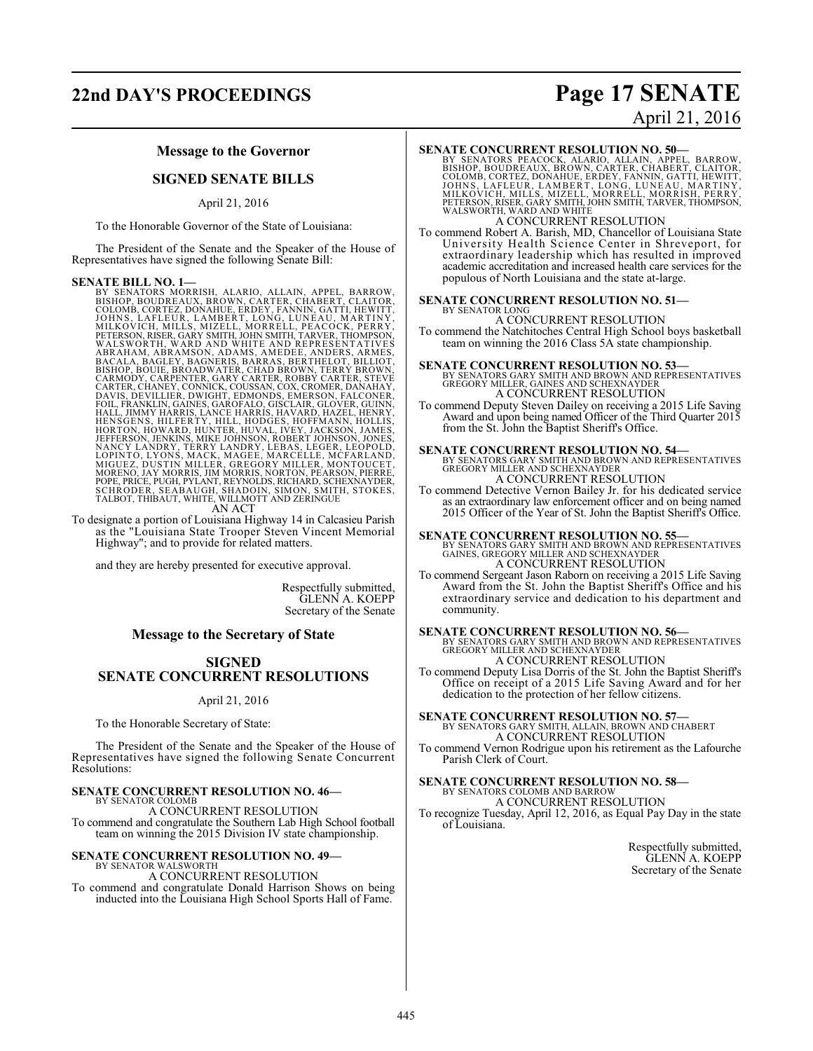## Message to the Governor

### SIGNED SENATE BILLS

April 21, 2016

To the Honorable Governor of the State of Louisiana:

The President of the Senate and the Speaker of the House of Representatives have signed the following Senate Bill:

**SENATE BILL NO. 1—**
BY SENATORS MORRISH, ALARIO, ALLAIN, APPEL, BARROW, BISHOP, BOUDREAUX, BROWN, CARTER, CHABERT, CLAITOR, COLOMB, CORTEZ, DONAHUE, ERDEY, FANNIN, GATTI, HEWITT, JOHNS, LAFLEUR, LAMBERT, LONG, LUNEAU, MARTINY, MILKOVICH, MILLS, MIZELL, MORRELL, PEACOCK, PERRY, PETERSON, RISER, GARY SMITH, JOHN SMITH, TARVER, THOMPSON, WALSWORTH, WARD AND WHITE AND REPRESENTATIVES ABRAHAM, ABRAMSON, ADAMS, AMEDEE, ANDERS, ARMES, BACALA, BAGLEY, BAGNERIS, BARRAS, BERTHELOT, BILLIOT, BISHOP, BOUIE, BROADWATER, CHAD BROWN, TERRY BROWN, CARMODY, CARPENTER, GARY CARTER, ROBBY CARTER, STEVE CARTER, CHANEY, CONNICK, COUSSAN, COX, CROMER, DANAHAY, DAVIS, DEVILLIER, DWIGHT, EDMONDS, EMERSON, FALCONER, FOIL, FRANKLIN, GAINES, GAROFALO, GISCLAIR, GLOVER, GUINN, HALL, JIMMY HARRIS, LANCE HARRIS, HAVARD, HAZEL, HENRY, HENSGENS, HILFERTY, HILL, HODGES, HOFFMANN, HOLLIS, HORTON, HOWARD, HUNTER, HUVAL, IVEY, JACKSON, JAMES, JEFFERSON, JENKINS, MIKE JOHNSON, ROBERT JOHNSON, JONES, NANCY LANDRY, TERRY LANDRY, LEBAS, LEGER, LEOPOLD, LOPINTO, LYONS, MACK, MAGEE, MARCELLE, MCFARLAND, MIGUEZ, DUSTIN MILLER, GREGORY MILLER, MONTOUCET, MORENO, JAY MORRIS, JIM MORRIS, NORTON, PEARSON, PIERRE, POPE, PRICE, PUGH, PYLANT, REYNOLDS, RICHARD, SCHEXNAYDER, SCHRODER, SEABAUGH, SHADOIN, SIMON, SMITH, STOKES, TALBOT, THIBAUT, WHITE, WILLMOTT AND ZERINGUE

AN ACT

To designate a portion of Louisiana Highway 14 in Calcasieu Parish as the "Louisiana State Trooper Steven Vincent Memorial Highway"; and to provide for related matters.

and they are hereby presented for executive approval.

Respectfully submitted,
GLENN A. KOEPP
Secretary of the Senate

## Message to the Secretary of State

### SIGNED SENATE CONCURRENT RESOLUTIONS

April 21, 2016

To the Honorable Secretary of State:

The President of the Senate and the Speaker of the House of Representatives have signed the following Senate Concurrent Resolutions:

**SENATE CONCURRENT RESOLUTION NO. 46—**
BY SENATOR COLOMB

A CONCURRENT RESOLUTION

To commend and congratulate the Southern Lab High School football team on winning the 2015 Division IV state championship.

**SENATE CONCURRENT RESOLUTION NO. 49—**
BY SENATOR WALSWORTH

A CONCURRENT RESOLUTION

To commend and congratulate Donald Harrison Shows on being inducted into the Louisiana High School Sports Hall of Fame.

**SENATE CONCURRENT RESOLUTION NO. 50—**
BY SENATORS PEACOCK, ALARIO, ALLAIN, APPEL, BARROW, BISHOP, BOUDREAUX, BROWN, CARTER, CHABERT, CLAITOR, COLOMB, CORTEZ, DONAHUE, ERDEY, FANNIN, GATTI, HEWITT, JOHNS, LAFLEUR, LAMBERT, LONG, LUNEAU, MARTINY, MILKOVICH, MILLS, MIZELL, MORRELL, MORRISH, PERRY, PETERSON, RISER, GARY SMITH, JOHN SMITH, TARVER, THOMPSON, WALSWORTH, WARD AND WHITE

A CONCURRENT RESOLUTION

To commend Robert A. Barish, MD, Chancellor of Louisiana State University Health Science Center in Shreveport, for extraordinary leadership which has resulted in improved academic accreditation and increased health care services for the populous of North Louisiana and the state at-large.

**SENATE CONCURRENT RESOLUTION NO. 51—**
BY SENATOR LONG

A CONCURRENT RESOLUTION

To commend the Natchitoches Central High School boys basketball team on winning the 2016 Class 5A state championship.

**SENATE CONCURRENT RESOLUTION NO. 53—**
BY SENATORS GARY SMITH AND BROWN AND REPRESENTATIVES GREGORY MILLER, GAINES AND SCHEXNAYDER

A CONCURRENT RESOLUTION

To commend Deputy Steven Dailey on receiving a 2015 Life Saving Award and upon being named Officer of the Third Quarter 2015 from the St. John the Baptist Sheriff's Office.

**SENATE CONCURRENT RESOLUTION NO. 54—**
BY SENATORS GARY SMITH AND BROWN AND REPRESENTATIVES GREGORY MILLER AND SCHEXNAYDER

A CONCURRENT RESOLUTION

To commend Detective Vernon Bailey Jr. for his dedicated service as an extraordinary law enforcement officer and on being named 2015 Officer of the Year of St. John the Baptist Sheriff's Office.

**SENATE CONCURRENT RESOLUTION NO. 55—**
BY SENATORS GARY SMITH AND BROWN AND REPRESENTATIVES GAINES, GREGORY MILLER AND SCHEXNAYDER

A CONCURRENT RESOLUTION

To commend Sergeant Jason Raborn on receiving a 2015 Life Saving Award from the St. John the Baptist Sheriff's Office and his extraordinary service and dedication to his department and community.

**SENATE CONCURRENT RESOLUTION NO. 56—**
BY SENATORS GARY SMITH AND BROWN AND REPRESENTATIVES GREGORY MILLER AND SCHEXNAYDER

A CONCURRENT RESOLUTION

To commend Deputy Lisa Dorris of the St. John the Baptist Sheriff's Office on receipt of a 2015 Life Saving Award and for her dedication to the protection of her fellow citizens.

**SENATE CONCURRENT RESOLUTION NO. 57—**
BY SENATORS GARY SMITH, ALLAIN, BROWN AND CHABERT

A CONCURRENT RESOLUTION

To commend Vernon Rodrigue upon his retirement as the Lafourche Parish Clerk of Court.

**SENATE CONCURRENT RESOLUTION NO. 58—**
BY SENATORS COLOMB AND BARROW

A CONCURRENT RESOLUTION

To recognize Tuesday, April 12, 2016, as Equal Pay Day in the state of Louisiana.

Respectfully submitted,
GLENN A. KOEPP
Secretary of the Senate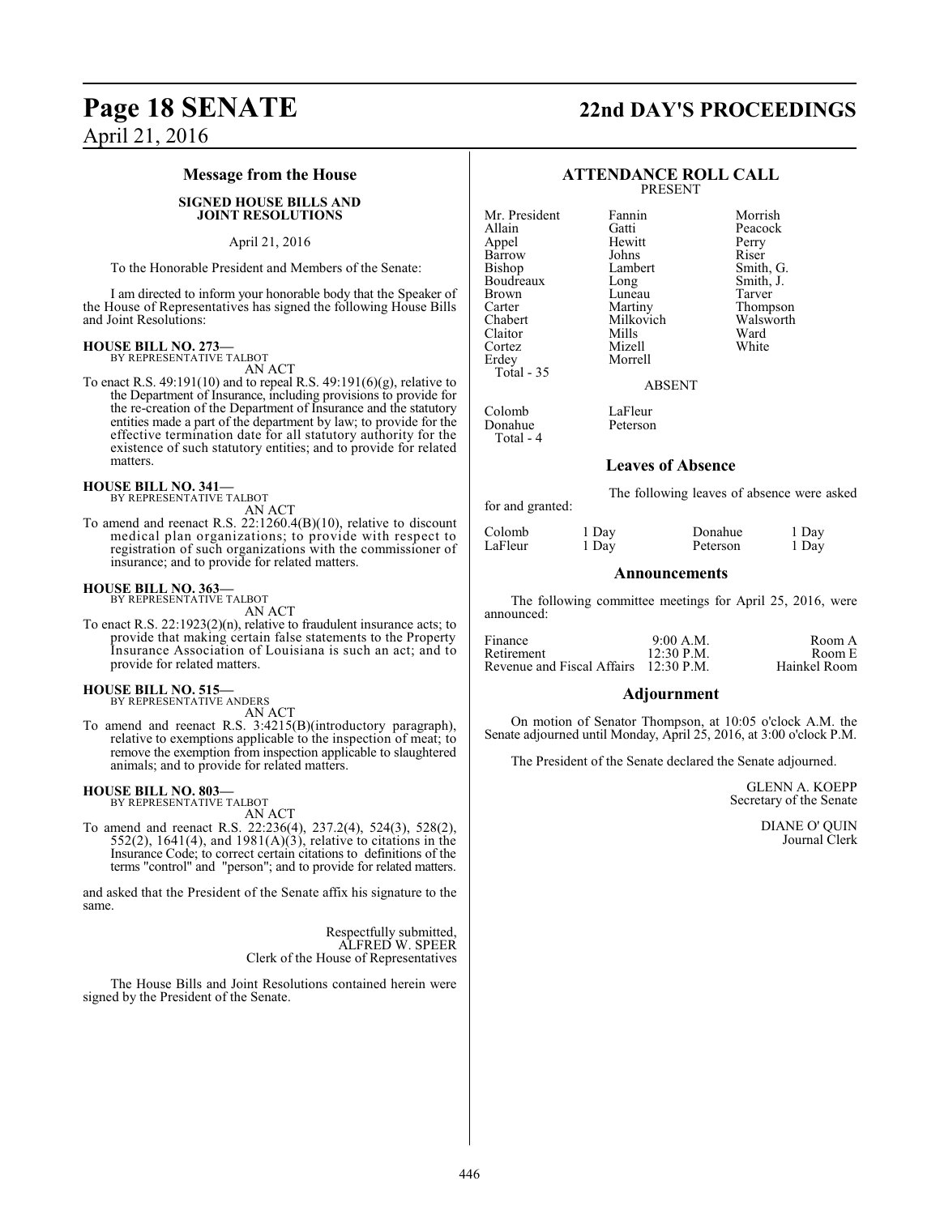## Message from the House

### SIGNED HOUSE BILLS AND JOINT RESOLUTIONS

April 21, 2016

To the Honorable President and Members of the Senate:

I am directed to inform your honorable body that the Speaker of the House of Representatives has signed the following House Bills and Joint Resolutions:

**HOUSE BILL NO. 273—**
BY REPRESENTATIVE TALBOT
AN ACT

To enact R.S. 49:191(10) and to repeal R.S. 49:191(6)(g), relative to the Department of Insurance, including provisions to provide for the re-creation of the Department of Insurance and the statutory entities made a part of the department by law; to provide for the effective termination date for all statutory authority for the existence of such statutory entities; and to provide for related matters.

**HOUSE BILL NO. 341—**
BY REPRESENTATIVE TALBOT
AN ACT

To amend and reenact R.S. 22:1260.4(B)(10), relative to discount medical plan organizations; to provide with respect to registration of such organizations with the commissioner of insurance; and to provide for related matters.

**HOUSE BILL NO. 363—**
BY REPRESENTATIVE TALBOT
AN ACT

To enact R.S. 22:1923(2)(n), relative to fraudulent insurance acts; to provide that making certain false statements to the Property Insurance Association of Louisiana is such an act; and to provide for related matters.

**HOUSE BILL NO. 515—**
BY REPRESENTATIVE ANDERS
AN ACT

To amend and reenact R.S. 3:4215(B)(introductory paragraph), relative to exemptions applicable to the inspection of meat; to remove the exemption from inspection applicable to slaughtered animals; and to provide for related matters.

**HOUSE BILL NO. 803—**
BY REPRESENTATIVE TALBOT
AN ACT

To amend and reenact R.S. 22:236(4), 237.2(4), 524(3), 528(2), 552(2), 1641(4), and 1981(A)(3), relative to citations in the Insurance Code; to correct certain citations to definitions of the terms "control" and "person"; and to provide for related matters.

and asked that the President of the Senate affix his signature to the same.

Respectfully submitted,
ALFRED W. SPEER
Clerk of the House of Representatives

The House Bills and Joint Resolutions contained herein were signed by the President of the Senate.

## ATTENDANCE ROLL CALL

PRESENT

| | | |
|---|---|---|
| Mr. President | Fannin | Morrish |
| Allain | Gatti | Peacock |
| Appel | Hewitt | Perry |
| Barrow | Johns | Riser |
| Bishop | Lambert | Smith, G. |
| Boudreaux | Long | Smith, J. |
| Brown | Luneau | Tarver |
| Carter | Martiny | Thompson |
| Chabert | Milkovich | Walsworth |
| Claitor | Mills | Ward |
| Cortez | Mizell | White |
| Erdey | Morrell | |
| Total - 35 | | |

ABSENT

| | |
|---|---|
| Colomb | LaFleur |
| Donahue | Peterson |
| Total - 4 | |

## Leaves of Absence

The following leaves of absence were asked for and granted:

| | | | |
|---|---|---|---|
| Colomb | 1 Day | Donahue | 1 Day |
| LaFleur | 1 Day | Peterson | 1 Day |

## Announcements

The following committee meetings for April 25, 2016, were announced:

| | | |
|---|---|---|
| Finance | 9:00 A.M. | Room A |
| Retirement | 12:30 P.M. | Room E |
| Revenue and Fiscal Affairs | 12:30 P.M. | Hainkel Room |

## Adjournment

On motion of Senator Thompson, at 10:05 o'clock A.M. the Senate adjourned until Monday, April 25, 2016, at 3:00 o'clock P.M.

The President of the Senate declared the Senate adjourned.

GLENN A. KOEPP
Secretary of the Senate

DIANE O' QUIN
Journal Clerk